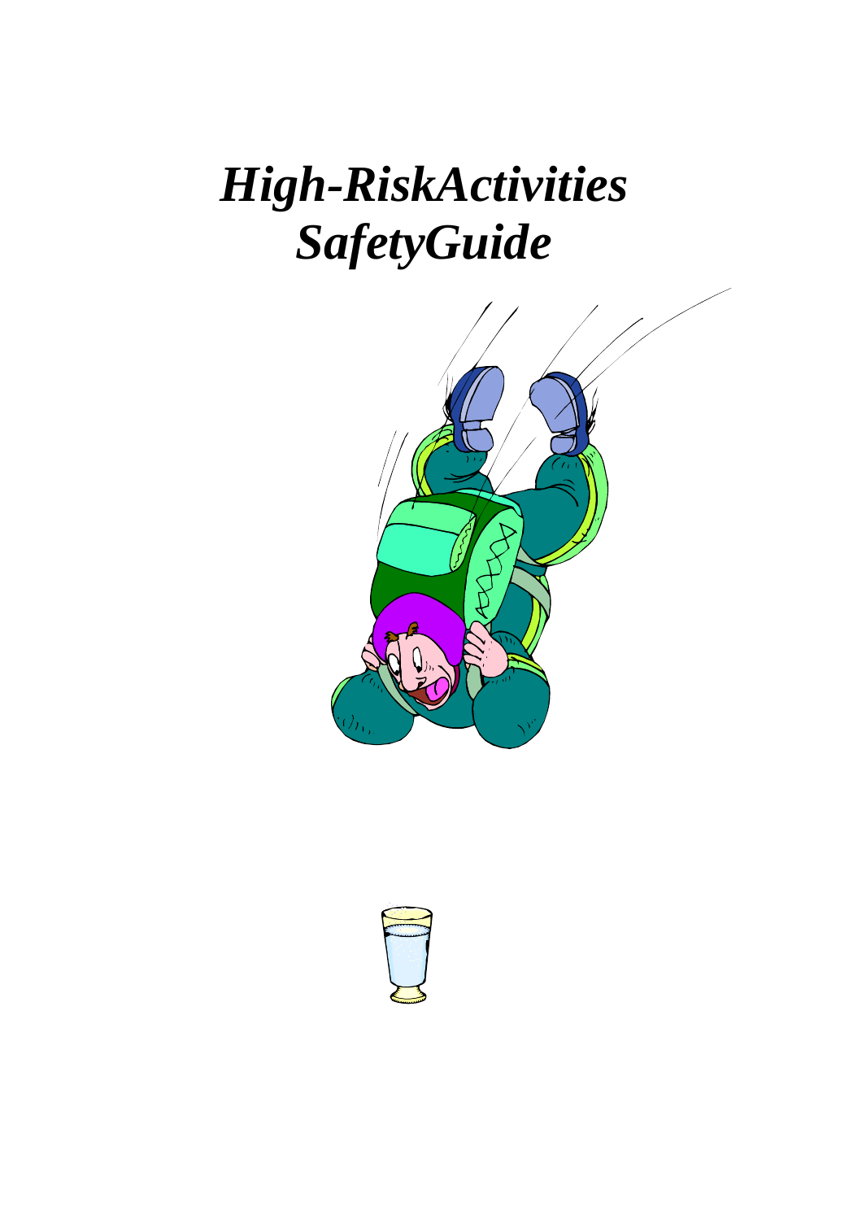# *High-RiskActivities SafetyGuide*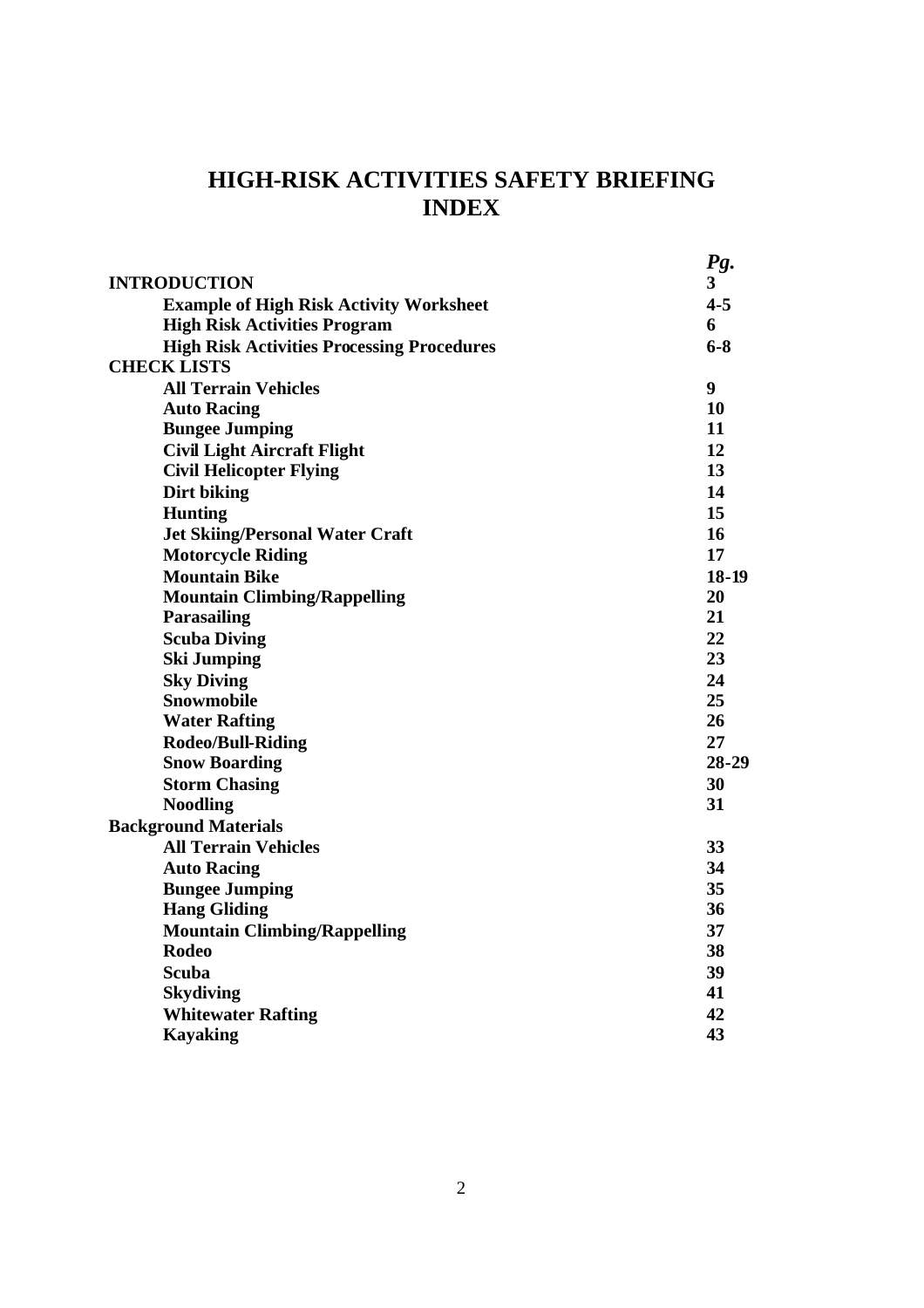# HIGH-RISK ACTIVITIES SAFETY BRIEFING INDEX

| | *Pg.* |
|---|---|
| **INTRODUCTION** | **3** |
| **Example of High Risk Activity Worksheet** | **4-5** |
| **High Risk Activities Program** | **6** |
| **High Risk Activities Processing Procedures** | **6-8** |
| **CHECK LISTS** | |
| **All Terrain Vehicles** | **9** |
| **Auto Racing** | **10** |
| **Bungee Jumping** | **11** |
| **Civil Light Aircraft Flight** | **12** |
| **Civil Helicopter Flying** | **13** |
| **Dirt biking** | **14** |
| **Hunting** | **15** |
| **Jet Skiing/Personal Water Craft** | **16** |
| **Motorcycle Riding** | **17** |
| **Mountain Bike** | **18-19** |
| **Mountain Climbing/Rappelling** | **20** |
| **Parasailing** | **21** |
| **Scuba Diving** | **22** |
| **Ski Jumping** | **23** |
| **Sky Diving** | **24** |
| **Snowmobile** | **25** |
| **Water Rafting** | **26** |
| **Rodeo/Bull-Riding** | **27** |
| **Snow Boarding** | **28-29** |
| **Storm Chasing** | **30** |
| **Noodling** | **31** |
| **Background Materials** | |
| **All Terrain Vehicles** | **33** |
| **Auto Racing** | **34** |
| **Bungee Jumping** | **35** |
| **Hang Gliding** | **36** |
| **Mountain Climbing/Rappelling** | **37** |
| **Rodeo** | **38** |
| **Scuba** | **39** |
| **Skydiving** | **41** |
| **Whitewater Rafting** | **42** |
| **Kayaking** | **43** |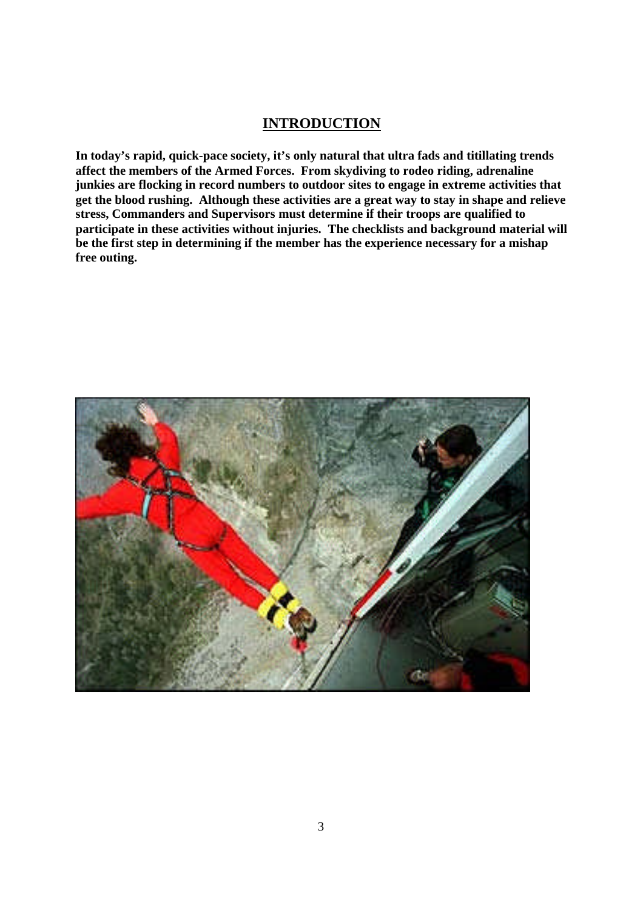## INTRODUCTION

**In today's rapid, quick-pace society, it's only natural that ultra fads and titillating trends affect the members of the Armed Forces. From skydiving to rodeo riding, adrenaline junkies are flocking in record numbers to outdoor sites to engage in extreme activities that get the blood rushing. Although these activities are a great way to stay in shape and relieve stress, Commanders and Supervisors must determine if their troops are qualified to participate in these activities without injuries. The checklists and background material will be the first step in determining if the member has the experience necessary for a mishap free outing.**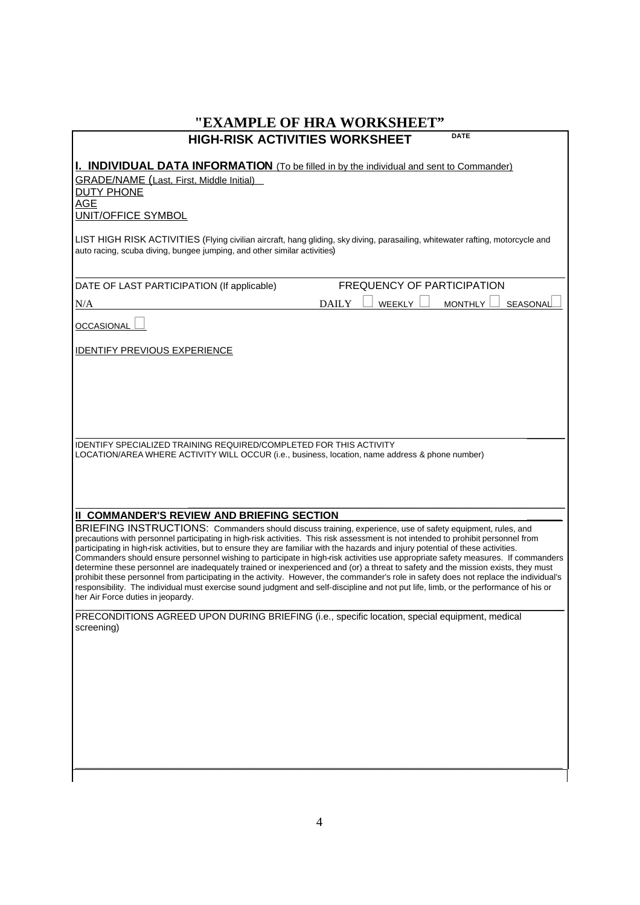# "EXAMPLE OF HRA WORKSHEET"

## HIGH-RISK ACTIVITIES WORKSHEET

DATE

### I. INDIVIDUAL DATA INFORMATION (To be filled in by the individual and sent to Commander)

GRADE/NAME (Last, First, Middle Initial)

DUTY PHONE

AGE

UNIT/OFFICE SYMBOL

LIST HIGH RISK ACTIVITIES (Flying civilian aircraft, hang gliding, sky diving, parasailing, whitewater rafting, motorcycle and auto racing, scuba diving, bungee jumping, and other similar activities)

DATE OF LAST PARTICIPATION (If applicable)

N/A

FREQUENCY OF PARTICIPATION

DAILY ☐ WEEKLY ☐ MONTHLY ☐ SEASONAL ☐

OCCASIONAL ☐

IDENTIFY PREVIOUS EXPERIENCE

IDENTIFY SPECIALIZED TRAINING REQUIRED/COMPLETED FOR THIS ACTIVITY

LOCATION/AREA WHERE ACTIVITY WILL OCCUR (i.e., business, location, name address & phone number)

### II COMMANDER'S REVIEW AND BRIEFING SECTION

BRIEFING INSTRUCTIONS: Commanders should discuss training, experience, use of safety equipment, rules, and precautions with personnel participating in high-risk activities. This risk assessment is not intended to prohibit personnel from participating in high-risk activities, but to ensure they are familiar with the hazards and injury potential of these activities. Commanders should ensure personnel wishing to participate in high-risk activities use appropriate safety measures. If commanders determine these personnel are inadequately trained or inexperienced and (or) a threat to safety and the mission exists, they must prohibit these personnel from participating in the activity. However, the commander's role in safety does not replace the individual's responsibility. The individual must exercise sound judgment and self-discipline and not put life, limb, or the performance of his or her Air Force duties in jeopardy.

PRECONDITIONS AGREED UPON DURING BRIEFING (i.e., specific location, special equipment, medical screening)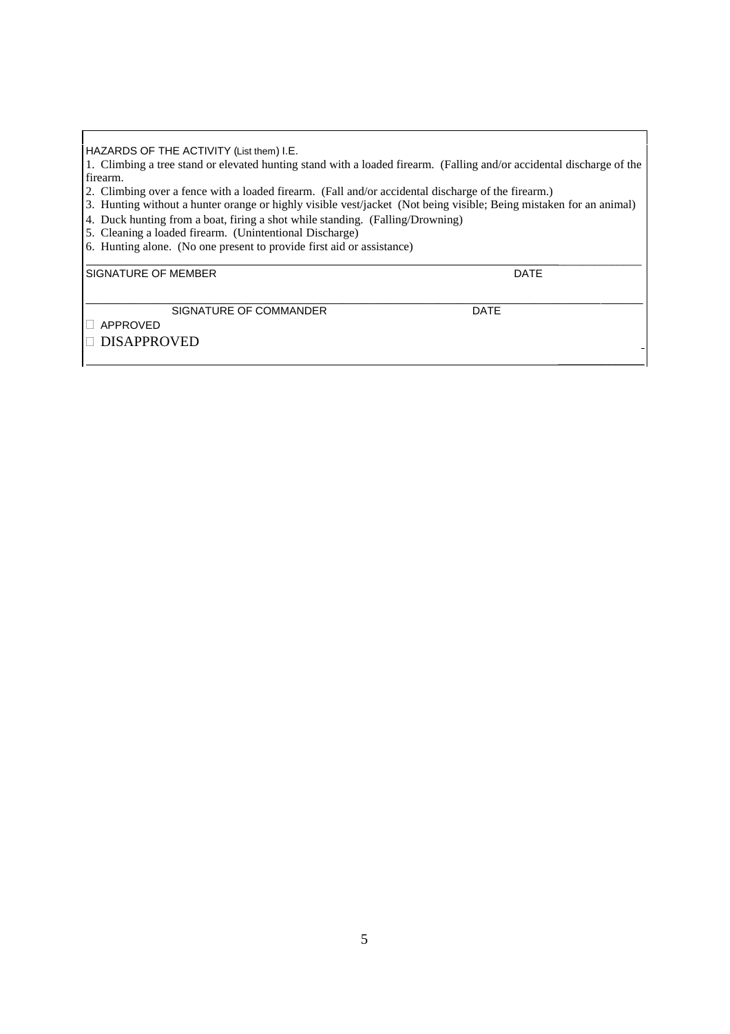HAZARDS OF THE ACTIVITY (List them) I.E.

1. Climbing a tree stand or elevated hunting stand with a loaded firearm. (Falling and/or accidental discharge of the firearm.
2. Climbing over a fence with a loaded firearm. (Fall and/or accidental discharge of the firearm.)
3. Hunting without a hunter orange or highly visible vest/jacket (Not being visible; Being mistaken for an animal)
4. Duck hunting from a boat, firing a shot while standing. (Falling/Drowning)
5. Cleaning a loaded firearm. (Unintentional Discharge)
6. Hunting alone. (No one present to provide first aid or assistance)

SIGNATURE OF MEMBER　　　　DATE

SIGNATURE OF COMMANDER　　　　DATE

☐ APPROVED

☐ DISAPPROVED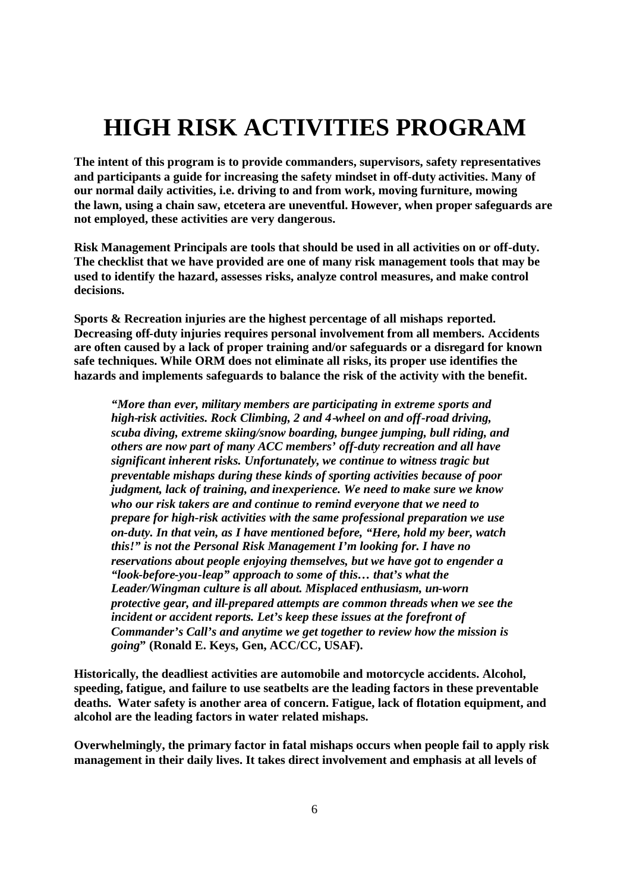# HIGH RISK ACTIVITIES PROGRAM

**The intent of this program is to provide commanders, supervisors, safety representatives and participants a guide for increasing the safety mindset in off-duty activities. Many of our normal daily activities, i.e. driving to and from work, moving furniture, mowing the lawn, using a chain saw, etcetera are uneventful. However, when proper safeguards are not employed, these activities are very dangerous.**

**Risk Management Principals are tools that should be used in all activities on or off-duty. The checklist that we have provided are one of many risk management tools that may be used to identify the hazard, assesses risks, analyze control measures, and make control decisions.**

**Sports & Recreation injuries are the highest percentage of all mishaps reported. Decreasing off-duty injuries requires personal involvement from all members. Accidents are often caused by a lack of proper training and/or safeguards or a disregard for known safe techniques. While ORM does not eliminate all risks, its proper use identifies the hazards and implements safeguards to balance the risk of the activity with the benefit.**

> ***"More than ever, military members are participating in extreme sports and high-risk activities. Rock Climbing, 2 and 4-wheel on and off-road driving, scuba diving, extreme skiing/snow boarding, bungee jumping, bull riding, and others are now part of many ACC members' off-duty recreation and all have significant inherent risks. Unfortunately, we continue to witness tragic but preventable mishaps during these kinds of sporting activities because of poor judgment, lack of training, and inexperience. We need to make sure we know who our risk takers are and continue to remind everyone that we need to prepare for high-risk activities with the same professional preparation we use on-duty. In that vein, as I have mentioned before, "Here, hold my beer, watch this!" is not the Personal Risk Management I'm looking for. I have no reservations about people enjoying themselves, but we have got to engender a "look-before-you-leap" approach to some of this… that's what the Leader/Wingman culture is all about. Misplaced enthusiasm, un-worn protective gear, and ill-prepared attempts are common threads when we see the incident or accident reports. Let's keep these issues at the forefront of Commander's Call's and anytime we get together to review how the mission is going*" (Ronald E. Keys, Gen, ACC/CC, USAF).**

**Historically, the deadliest activities are automobile and motorcycle accidents. Alcohol, speeding, fatigue, and failure to use seatbelts are the leading factors in these preventable deaths. Water safety is another area of concern. Fatigue, lack of flotation equipment, and alcohol are the leading factors in water related mishaps.**

**Overwhelmingly, the primary factor in fatal mishaps occurs when people fail to apply risk management in their daily lives. It takes direct involvement and emphasis at all levels of**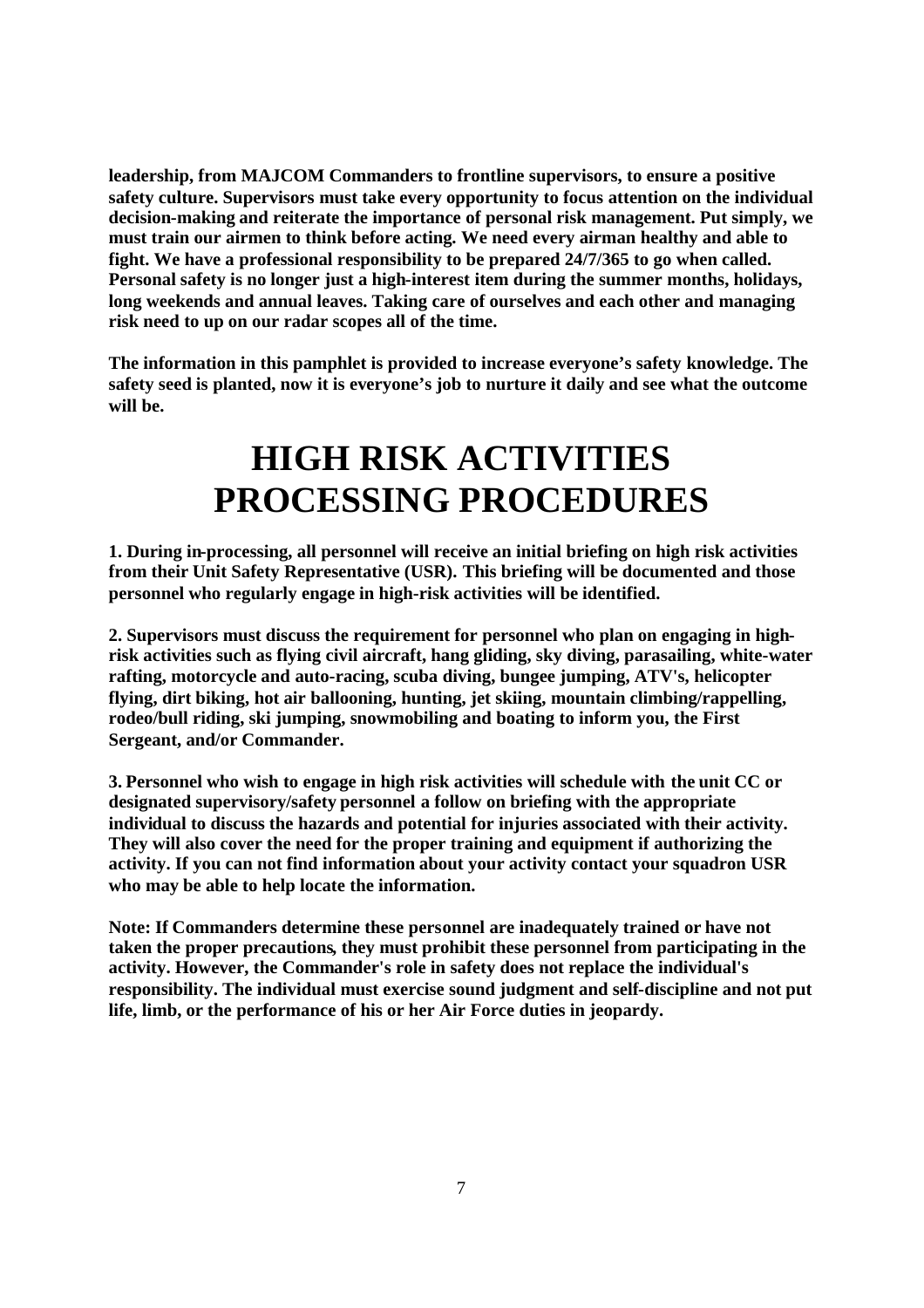**leadership, from MAJCOM Commanders to frontline supervisors, to ensure a positive safety culture. Supervisors must take every opportunity to focus attention on the individual decision-making and reiterate the importance of personal risk management. Put simply, we must train our airmen to think before acting. We need every airman healthy and able to fight. We have a professional responsibility to be prepared 24/7/365 to go when called. Personal safety is no longer just a high-interest item during the summer months, holidays, long weekends and annual leaves. Taking care of ourselves and each other and managing risk need to up on our radar scopes all of the time.**

**The information in this pamphlet is provided to increase everyone's safety knowledge. The safety seed is planted, now it is everyone's job to nurture it daily and see what the outcome will be.**

# HIGH RISK ACTIVITIES PROCESSING PROCEDURES

**1. During in-processing, all personnel will receive an initial briefing on high risk activities from their Unit Safety Representative (USR). This briefing will be documented and those personnel who regularly engage in high-risk activities will be identified.**

**2. Supervisors must discuss the requirement for personnel who plan on engaging in high-risk activities such as flying civil aircraft, hang gliding, sky diving, parasailing, white-water rafting, motorcycle and auto-racing, scuba diving, bungee jumping, ATV's, helicopter flying, dirt biking, hot air ballooning, hunting, jet skiing, mountain climbing/rappelling, rodeo/bull riding, ski jumping, snowmobiling and boating to inform you, the First Sergeant, and/or Commander.**

**3. Personnel who wish to engage in high risk activities will schedule with the unit CC or designated supervisory/safety personnel a follow on briefing with the appropriate individual to discuss the hazards and potential for injuries associated with their activity. They will also cover the need for the proper training and equipment if authorizing the activity. If you can not find information about your activity contact your squadron USR who may be able to help locate the information.**

**Note: If Commanders determine these personnel are inadequately trained or have not taken the proper precautions, they must prohibit these personnel from participating in the activity. However, the Commander's role in safety does not replace the individual's responsibility. The individual must exercise sound judgment and self-discipline and not put life, limb, or the performance of his or her Air Force duties in jeopardy.**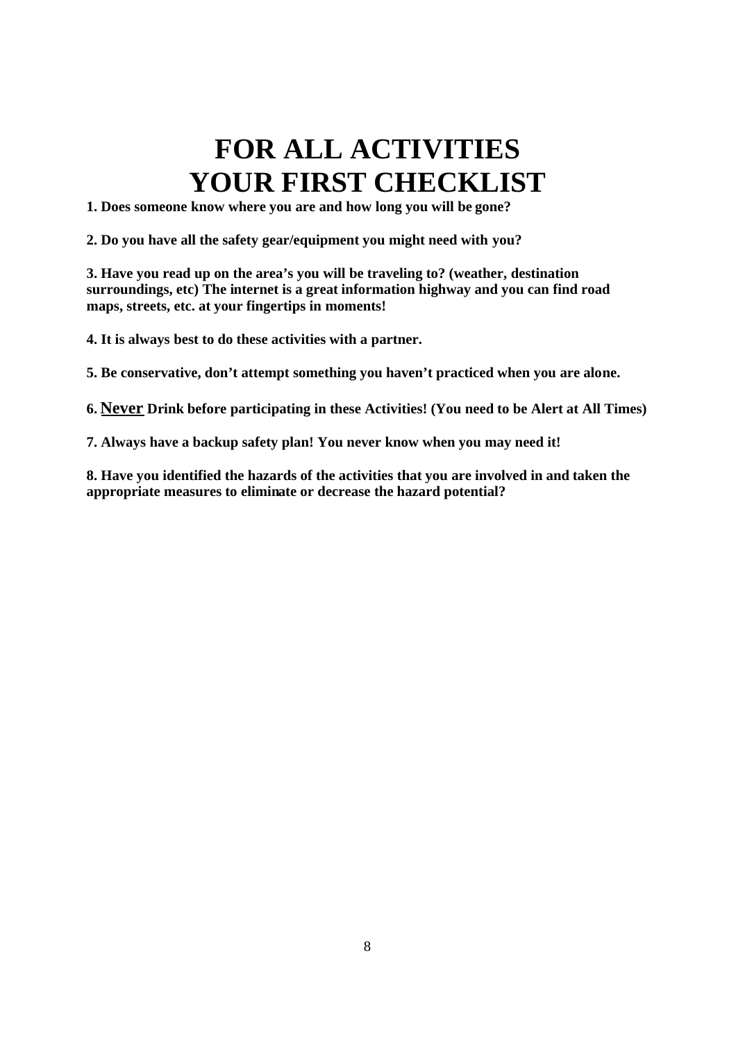# FOR ALL ACTIVITIES
# YOUR FIRST CHECKLIST

**1. Does someone know where you are and how long you will be gone?**

**2. Do you have all the safety gear/equipment you might need with you?**

**3. Have you read up on the area's you will be traveling to? (weather, destination surroundings, etc) The internet is a great information highway and you can find road maps, streets, etc. at your fingertips in moments!**

**4. It is always best to do these activities with a partner.**

**5. Be conservative, don't attempt something you haven't practiced when you are alone.**

**6. <u>Never</u> Drink before participating in these Activities! (You need to be Alert at All Times)**

**7. Always have a backup safety plan! You never know when you may need it!**

**8. Have you identified the hazards of the activities that you are involved in and taken the appropriate measures to eliminate or decrease the hazard potential?**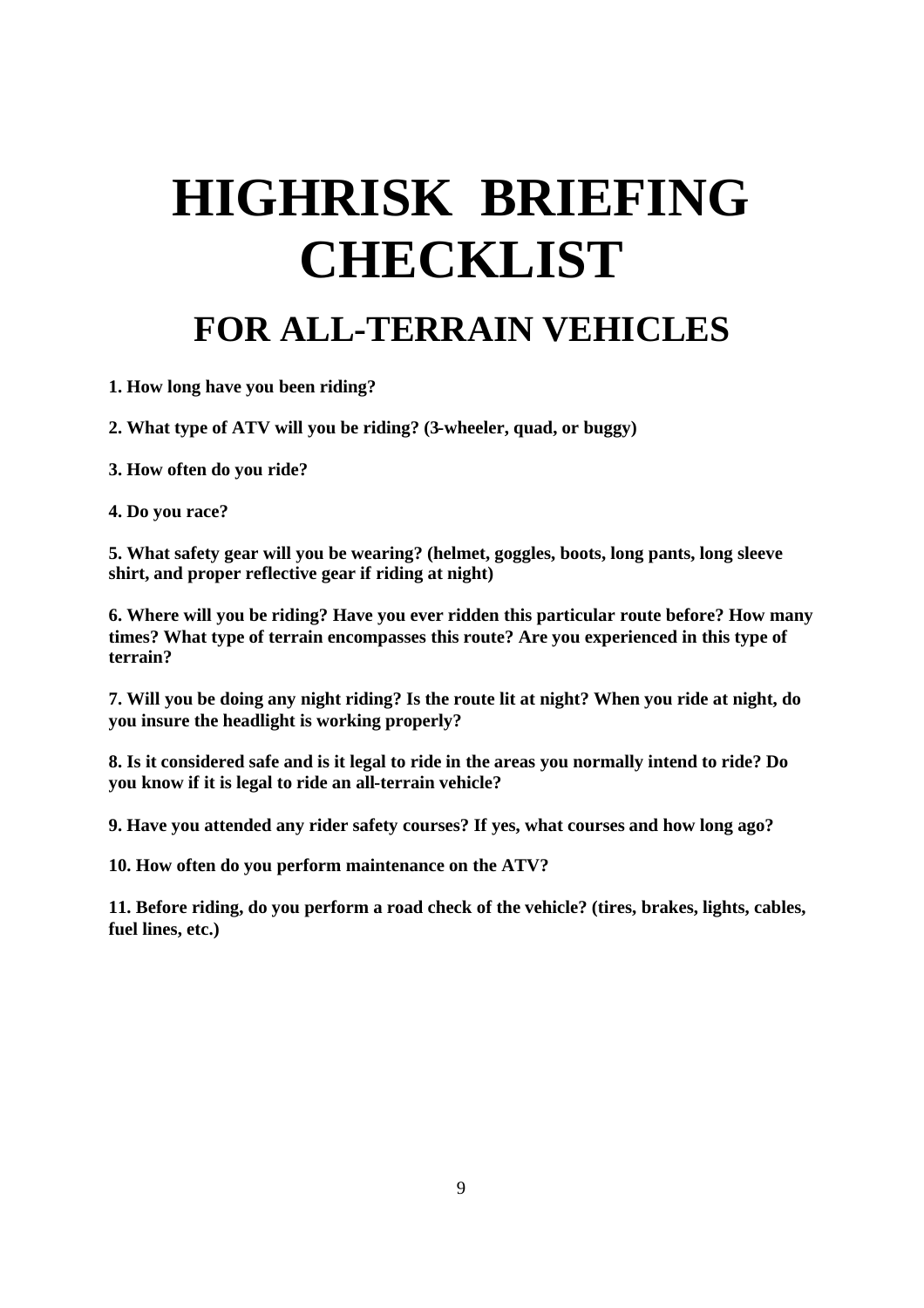# HIGHRISK BRIEFING CHECKLIST

## FOR ALL-TERRAIN VEHICLES

**1. How long have you been riding?**

**2. What type of ATV will you be riding? (3-wheeler, quad, or buggy)**

**3. How often do you ride?**

**4. Do you race?**

**5. What safety gear will you be wearing? (helmet, goggles, boots, long pants, long sleeve shirt, and proper reflective gear if riding at night)**

**6. Where will you be riding? Have you ever ridden this particular route before? How many times? What type of terrain encompasses this route? Are you experienced in this type of terrain?**

**7. Will you be doing any night riding? Is the route lit at night? When you ride at night, do you insure the headlight is working properly?**

**8. Is it considered safe and is it legal to ride in the areas you normally intend to ride? Do you know if it is legal to ride an all-terrain vehicle?**

**9. Have you attended any rider safety courses? If yes, what courses and how long ago?**

**10. How often do you perform maintenance on the ATV?**

**11. Before riding, do you perform a road check of the vehicle? (tires, brakes, lights, cables, fuel lines, etc.)**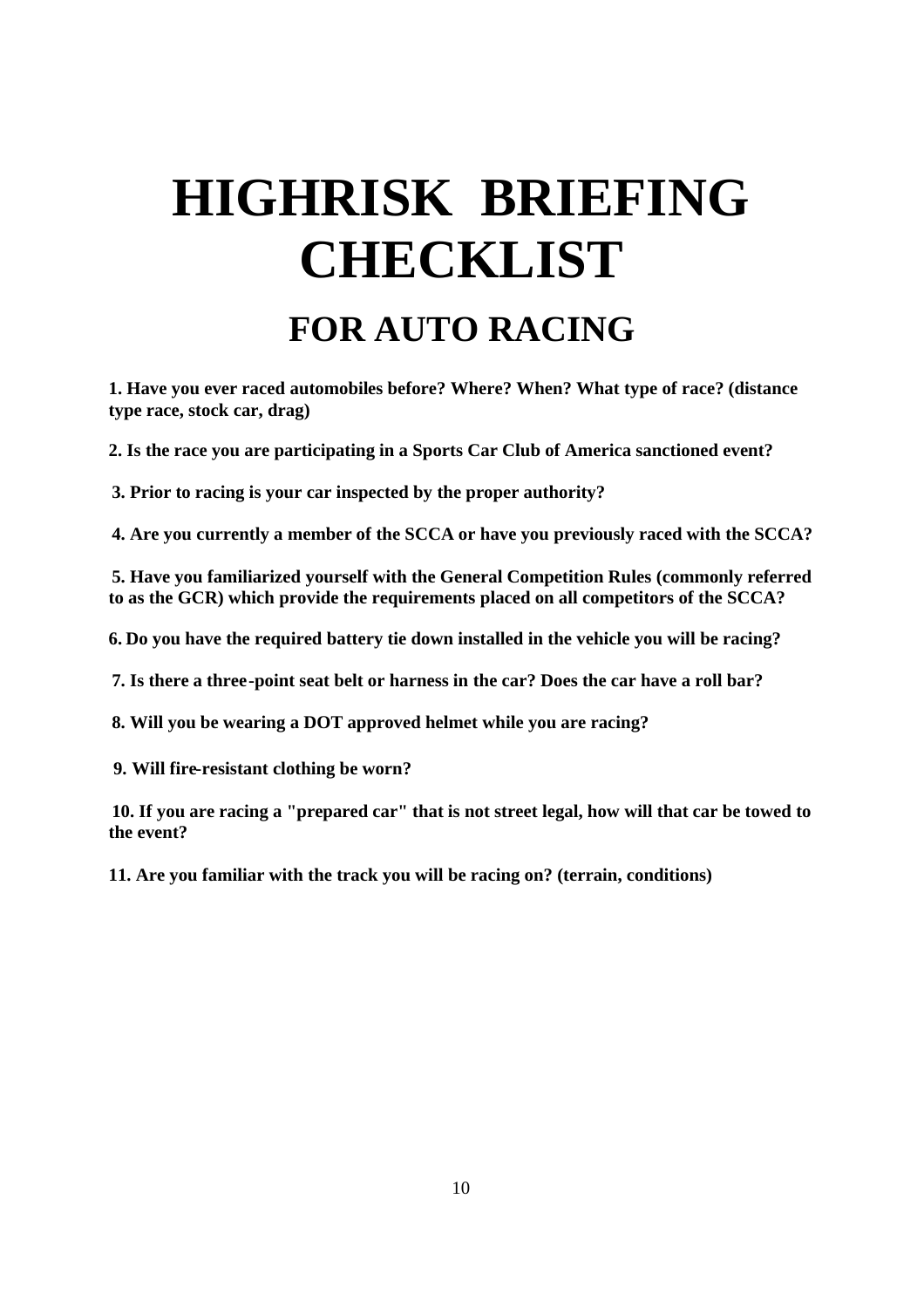# HIGHRISK BRIEFING CHECKLIST

## FOR AUTO RACING

**1. Have you ever raced automobiles before? Where? When? What type of race? (distance type race, stock car, drag)**

**2. Is the race you are participating in a Sports Car Club of America sanctioned event?**

**3. Prior to racing is your car inspected by the proper authority?**

**4. Are you currently a member of the SCCA or have you previously raced with the SCCA?**

**5. Have you familiarized yourself with the General Competition Rules (commonly referred to as the GCR) which provide the requirements placed on all competitors of the SCCA?**

**6. Do you have the required battery tie down installed in the vehicle you will be racing?**

**7. Is there a three-point seat belt or harness in the car? Does the car have a roll bar?**

**8. Will you be wearing a DOT approved helmet while you are racing?**

**9. Will fire-resistant clothing be worn?**

**10. If you are racing a "prepared car" that is not street legal, how will that car be towed to the event?**

**11. Are you familiar with the track you will be racing on? (terrain, conditions)**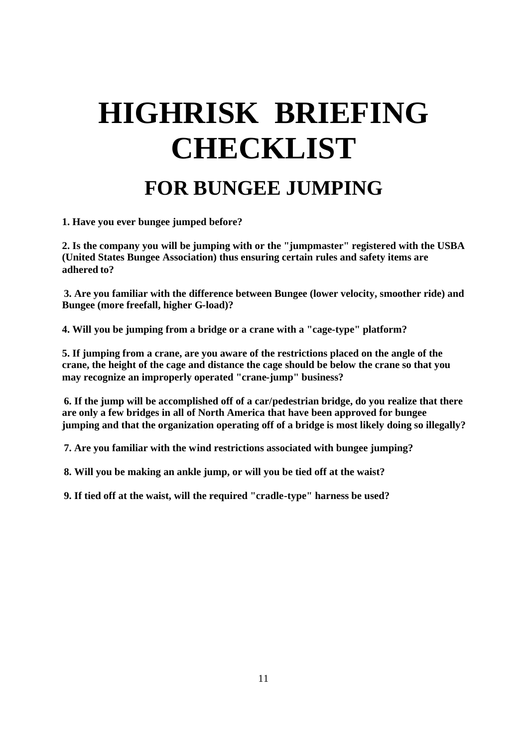# HIGHRISK BRIEFING CHECKLIST

## FOR BUNGEE JUMPING

**1. Have you ever bungee jumped before?**

**2. Is the company you will be jumping with or the "jumpmaster" registered with the USBA (United States Bungee Association) thus ensuring certain rules and safety items are adhered to?**

**3. Are you familiar with the difference between Bungee (lower velocity, smoother ride) and Bungee (more freefall, higher G-load)?**

**4. Will you be jumping from a bridge or a crane with a "cage-type" platform?**

**5. If jumping from a crane, are you aware of the restrictions placed on the angle of the crane, the height of the cage and distance the cage should be below the crane so that you may recognize an improperly operated "crane-jump" business?**

**6. If the jump will be accomplished off of a car/pedestrian bridge, do you realize that there are only a few bridges in all of North America that have been approved for bungee jumping and that the organization operating off of a bridge is most likely doing so illegally?**

**7. Are you familiar with the wind restrictions associated with bungee jumping?**

**8. Will you be making an ankle jump, or will you be tied off at the waist?**

**9. If tied off at the waist, will the required "cradle-type" harness be used?**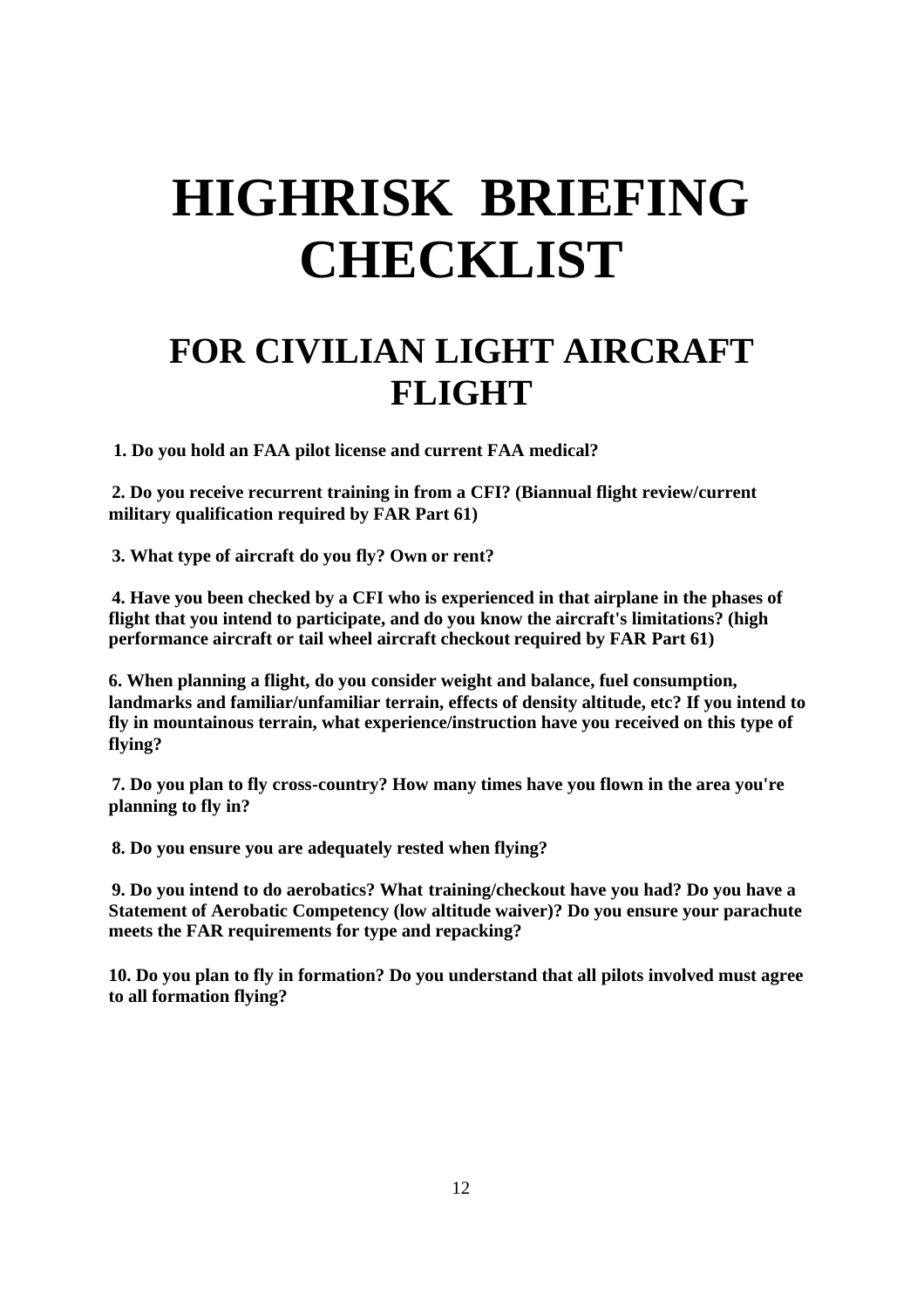# HIGHRISK BRIEFING CHECKLIST

## FOR CIVILIAN LIGHT AIRCRAFT FLIGHT

**1. Do you hold an FAA pilot license and current FAA medical?**

**2. Do you receive recurrent training in from a CFI? (Biannual flight review/current military qualification required by FAR Part 61)**

**3. What type of aircraft do you fly? Own or rent?**

**4. Have you been checked by a CFI who is experienced in that airplane in the phases of flight that you intend to participate, and do you know the aircraft's limitations? (high performance aircraft or tail wheel aircraft checkout required by FAR Part 61)**

**6. When planning a flight, do you consider weight and balance, fuel consumption, landmarks and familiar/unfamiliar terrain, effects of density altitude, etc? If you intend to fly in mountainous terrain, what experience/instruction have you received on this type of flying?**

**7. Do you plan to fly cross-country? How many times have you flown in the area you're planning to fly in?**

**8. Do you ensure you are adequately rested when flying?**

**9. Do you intend to do aerobatics? What training/checkout have you had? Do you have a Statement of Aerobatic Competency (low altitude waiver)? Do you ensure your parachute meets the FAR requirements for type and repacking?**

**10. Do you plan to fly in formation? Do you understand that all pilots involved must agree to all formation flying?**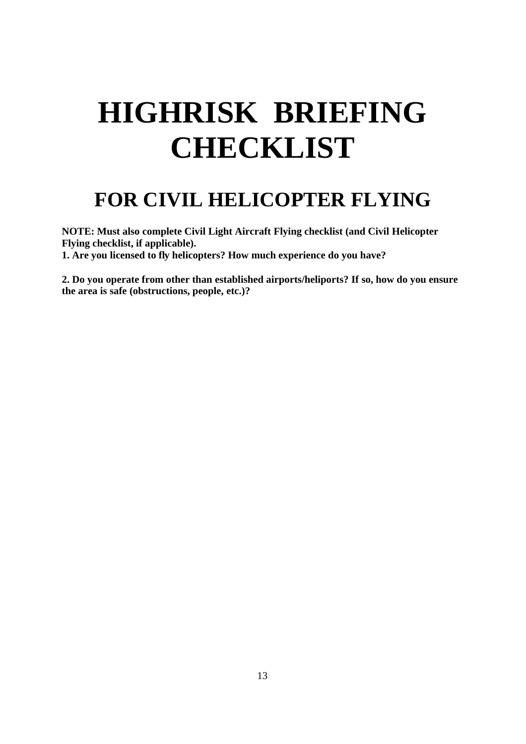# HIGHRISK BRIEFING CHECKLIST

## FOR CIVIL HELICOPTER FLYING

**NOTE: Must also complete Civil Light Aircraft Flying checklist (and Civil Helicopter Flying checklist, if applicable).**

**1. Are you licensed to fly helicopters? How much experience do you have?**

**2. Do you operate from other than established airports/heliports? If so, how do you ensure the area is safe (obstructions, people, etc.)?**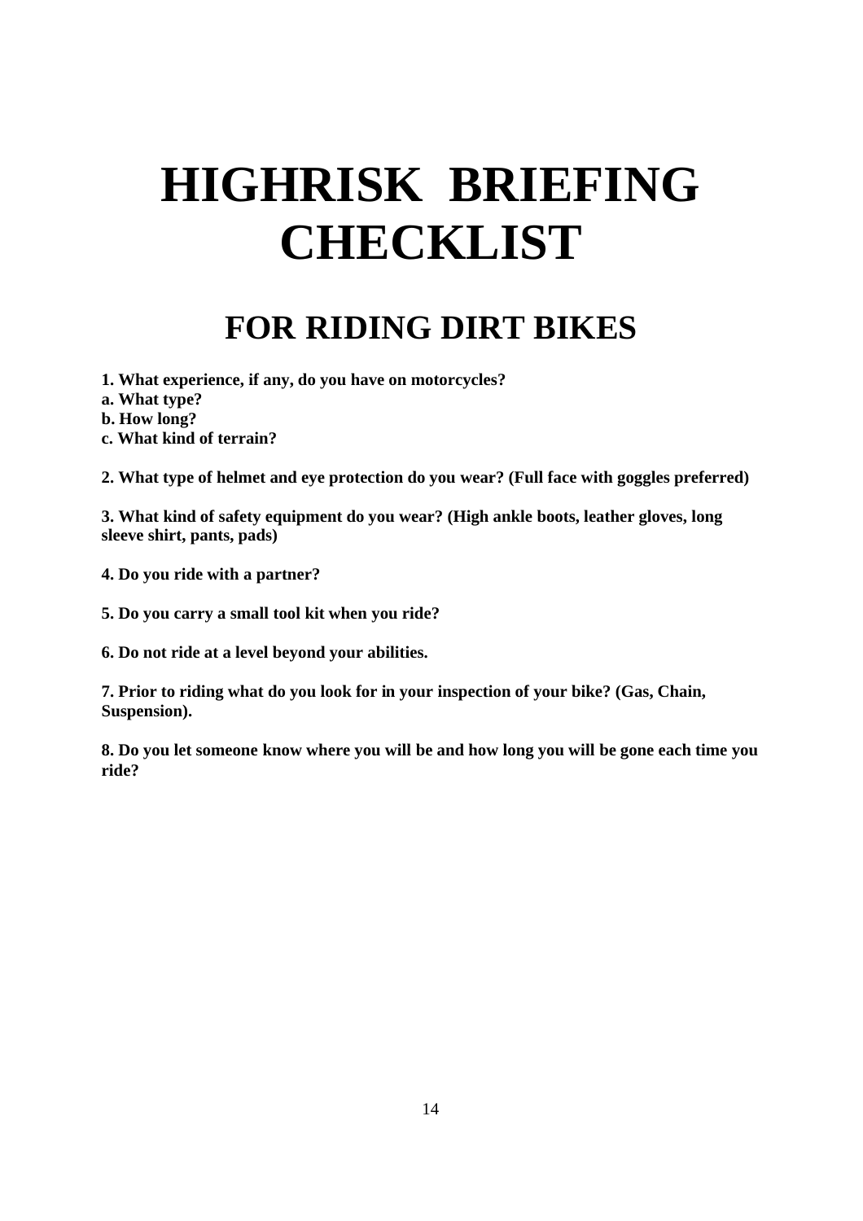# HIGHRISK BRIEFING CHECKLIST

## FOR RIDING DIRT BIKES

**1. What experience, if any, do you have on motorcycles?**
**a. What type?**
**b. How long?**
**c. What kind of terrain?**

**2. What type of helmet and eye protection do you wear? (Full face with goggles preferred)**

**3. What kind of safety equipment do you wear? (High ankle boots, leather gloves, long sleeve shirt, pants, pads)**

**4. Do you ride with a partner?**

**5. Do you carry a small tool kit when you ride?**

**6. Do not ride at a level beyond your abilities.**

**7. Prior to riding what do you look for in your inspection of your bike? (Gas, Chain, Suspension).**

**8. Do you let someone know where you will be and how long you will be gone each time you ride?**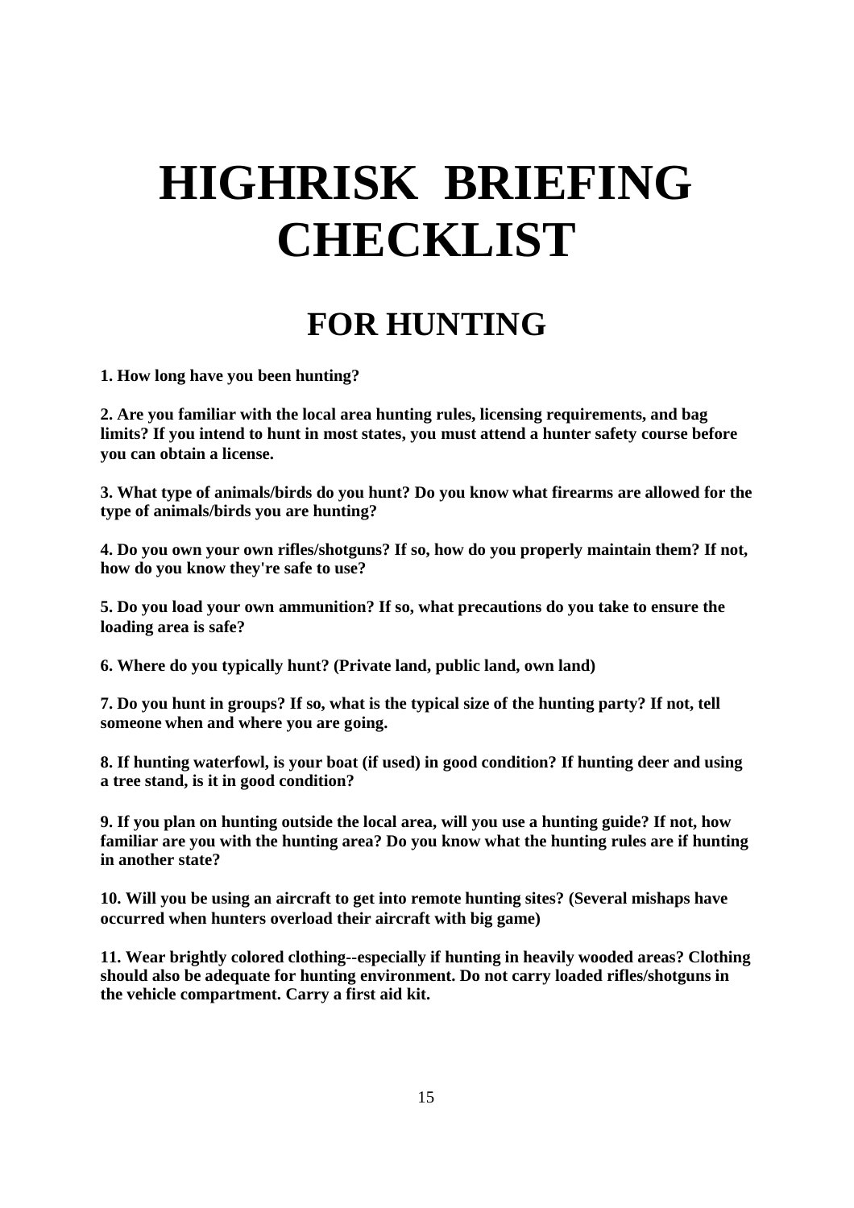# HIGHRISK BRIEFING CHECKLIST

## FOR HUNTING

**1. How long have you been hunting?**

**2. Are you familiar with the local area hunting rules, licensing requirements, and bag limits? If you intend to hunt in most states, you must attend a hunter safety course before you can obtain a license.**

**3. What type of animals/birds do you hunt? Do you know what firearms are allowed for the type of animals/birds you are hunting?**

**4. Do you own your own rifles/shotguns? If so, how do you properly maintain them? If not, how do you know they're safe to use?**

**5. Do you load your own ammunition? If so, what precautions do you take to ensure the loading area is safe?**

**6. Where do you typically hunt? (Private land, public land, own land)**

**7. Do you hunt in groups? If so, what is the typical size of the hunting party? If not, tell someone when and where you are going.**

**8. If hunting waterfowl, is your boat (if used) in good condition? If hunting deer and using a tree stand, is it in good condition?**

**9. If you plan on hunting outside the local area, will you use a hunting guide? If not, how familiar are you with the hunting area? Do you know what the hunting rules are if hunting in another state?**

**10. Will you be using an aircraft to get into remote hunting sites? (Several mishaps have occurred when hunters overload their aircraft with big game)**

**11. Wear brightly colored clothing--especially if hunting in heavily wooded areas? Clothing should also be adequate for hunting environment. Do not carry loaded rifles/shotguns in the vehicle compartment. Carry a first aid kit.**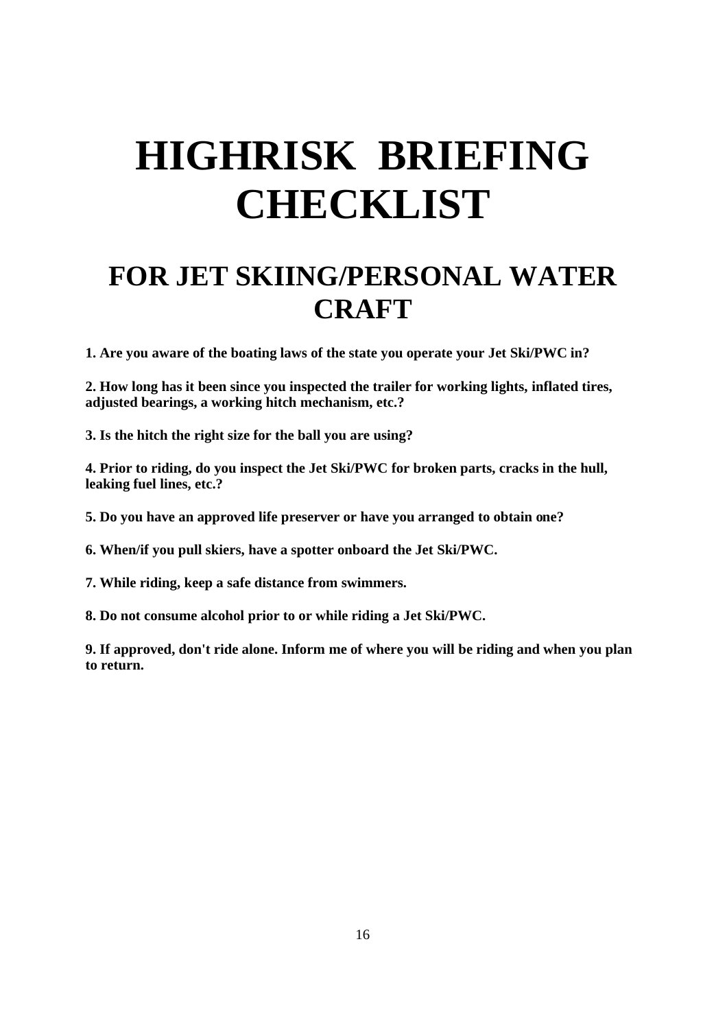# HIGHRISK BRIEFING CHECKLIST

## FOR JET SKIING/PERSONAL WATER CRAFT

**1. Are you aware of the boating laws of the state you operate your Jet Ski/PWC in?**

**2. How long has it been since you inspected the trailer for working lights, inflated tires, adjusted bearings, a working hitch mechanism, etc.?**

**3. Is the hitch the right size for the ball you are using?**

**4. Prior to riding, do you inspect the Jet Ski/PWC for broken parts, cracks in the hull, leaking fuel lines, etc.?**

**5. Do you have an approved life preserver or have you arranged to obtain one?**

**6. When/if you pull skiers, have a spotter onboard the Jet Ski/PWC.**

**7. While riding, keep a safe distance from swimmers.**

**8. Do not consume alcohol prior to or while riding a Jet Ski/PWC.**

**9. If approved, don't ride alone. Inform me of where you will be riding and when you plan to return.**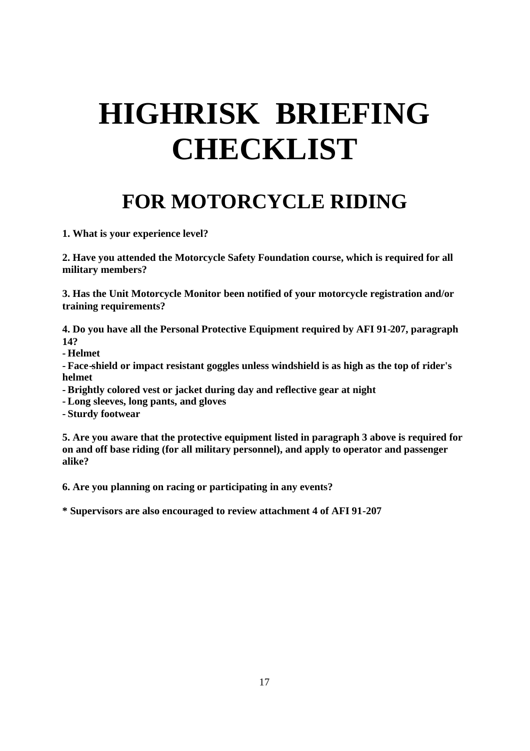# HIGHRISK BRIEFING CHECKLIST

## FOR MOTORCYCLE RIDING

**1. What is your experience level?**

**2. Have you attended the Motorcycle Safety Foundation course, which is required for all military members?**

**3. Has the Unit Motorcycle Monitor been notified of your motorcycle registration and/or training requirements?**

**4. Do you have all the Personal Protective Equipment required by AFI 91-207, paragraph 14?**
**- Helmet**
**- Face-shield or impact resistant goggles unless windshield is as high as the top of rider's helmet**
**- Brightly colored vest or jacket during day and reflective gear at night**
**- Long sleeves, long pants, and gloves**
**- Sturdy footwear**

**5. Are you aware that the protective equipment listed in paragraph 3 above is required for on and off base riding (for all military personnel), and apply to operator and passenger alike?**

**6. Are you planning on racing or participating in any events?**

**\* Supervisors are also encouraged to review attachment 4 of AFI 91-207**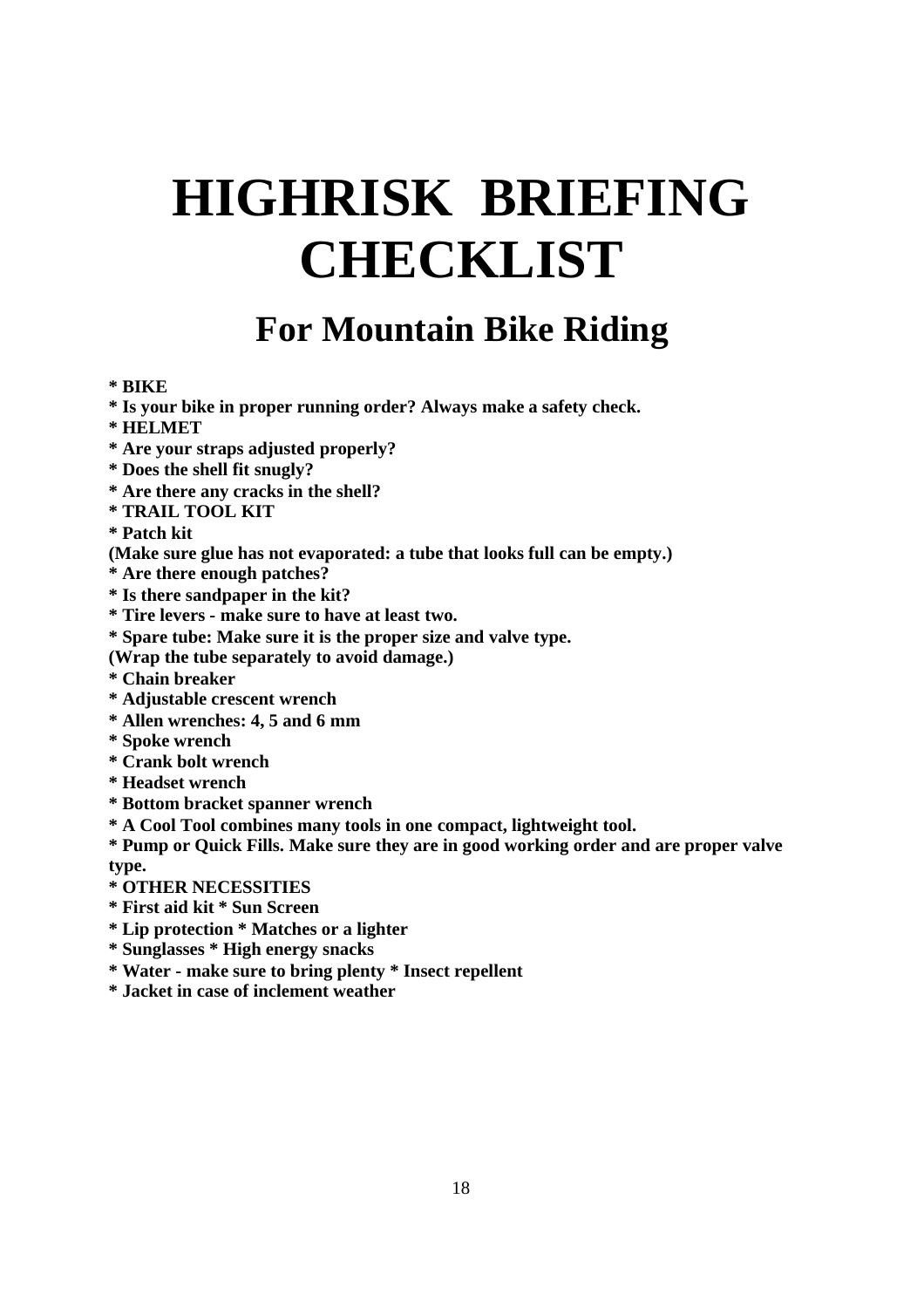# HIGHRISK BRIEFING CHECKLIST

## For Mountain Bike Riding

**\* BIKE**
**\* Is your bike in proper running order? Always make a safety check.**
**\* HELMET**
**\* Are your straps adjusted properly?**
**\* Does the shell fit snugly?**
**\* Are there any cracks in the shell?**
**\* TRAIL TOOL KIT**
**\* Patch kit**
**(Make sure glue has not evaporated: a tube that looks full can be empty.)**
**\* Are there enough patches?**
**\* Is there sandpaper in the kit?**
**\* Tire levers - make sure to have at least two.**
**\* Spare tube: Make sure it is the proper size and valve type.**
**(Wrap the tube separately to avoid damage.)**
**\* Chain breaker**
**\* Adjustable crescent wrench**
**\* Allen wrenches: 4, 5 and 6 mm**
**\* Spoke wrench**
**\* Crank bolt wrench**
**\* Headset wrench**
**\* Bottom bracket spanner wrench**
**\* A Cool Tool combines many tools in one compact, lightweight tool.**
**\* Pump or Quick Fills. Make sure they are in good working order and are proper valve type.**
**\* OTHER NECESSITIES**
**\* First aid kit \* Sun Screen**
**\* Lip protection \* Matches or a lighter**
**\* Sunglasses \* High energy snacks**
**\* Water - make sure to bring plenty \* Insect repellent**
**\* Jacket in case of inclement weather**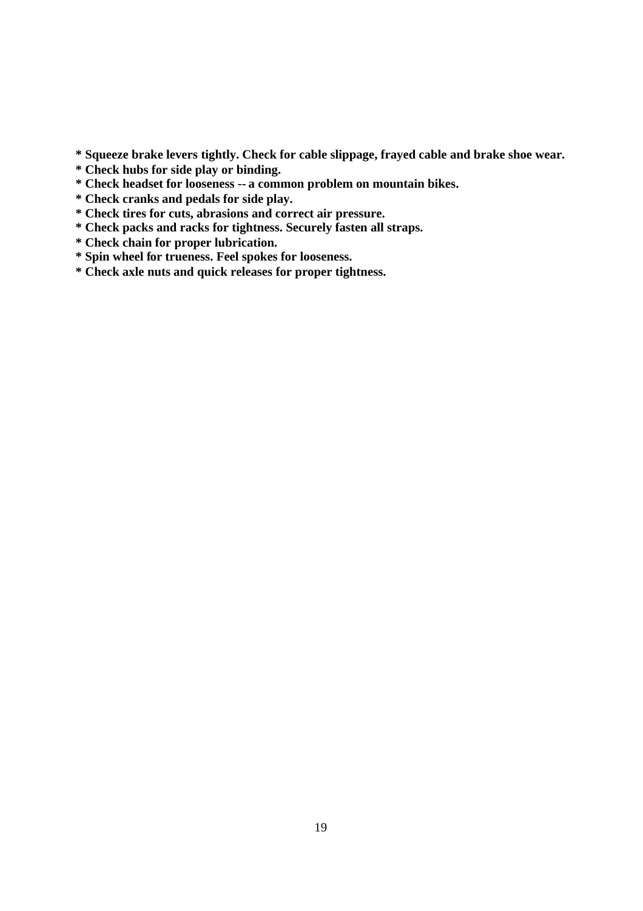**\* Squeeze brake levers tightly. Check for cable slippage, frayed cable and brake shoe wear.**
**\* Check hubs for side play or binding.**
**\* Check headset for looseness -- a common problem on mountain bikes.**
**\* Check cranks and pedals for side play.**
**\* Check tires for cuts, abrasions and correct air pressure.**
**\* Check packs and racks for tightness. Securely fasten all straps.**
**\* Check chain for proper lubrication.**
**\* Spin wheel for trueness. Feel spokes for looseness.**
**\* Check axle nuts and quick releases for proper tightness.**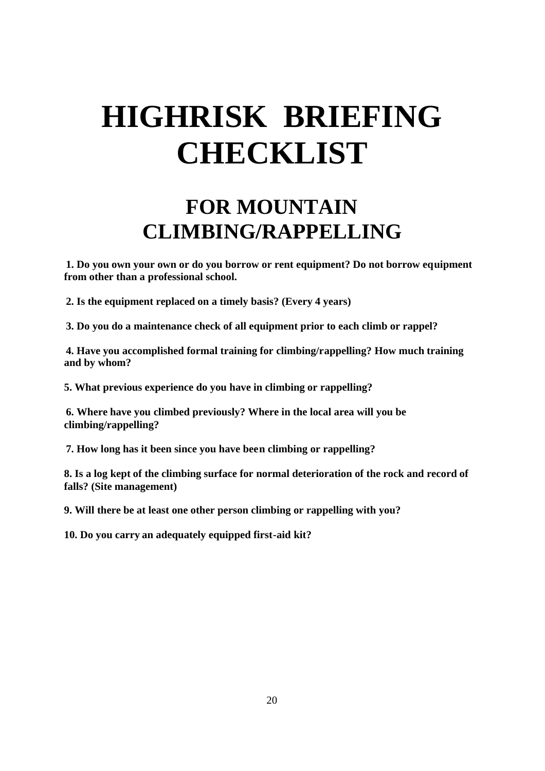# HIGHRISK BRIEFING CHECKLIST

## FOR MOUNTAIN CLIMBING/RAPPELLING

**1. Do you own your own or do you borrow or rent equipment? Do not borrow equipment from other than a professional school.**

**2. Is the equipment replaced on a timely basis? (Every 4 years)**

**3. Do you do a maintenance check of all equipment prior to each climb or rappel?**

**4. Have you accomplished formal training for climbing/rappelling? How much training and by whom?**

**5. What previous experience do you have in climbing or rappelling?**

**6. Where have you climbed previously? Where in the local area will you be climbing/rappelling?**

**7. How long has it been since you have been climbing or rappelling?**

**8. Is a log kept of the climbing surface for normal deterioration of the rock and record of falls? (Site management)**

**9. Will there be at least one other person climbing or rappelling with you?**

**10. Do you carry an adequately equipped first-aid kit?**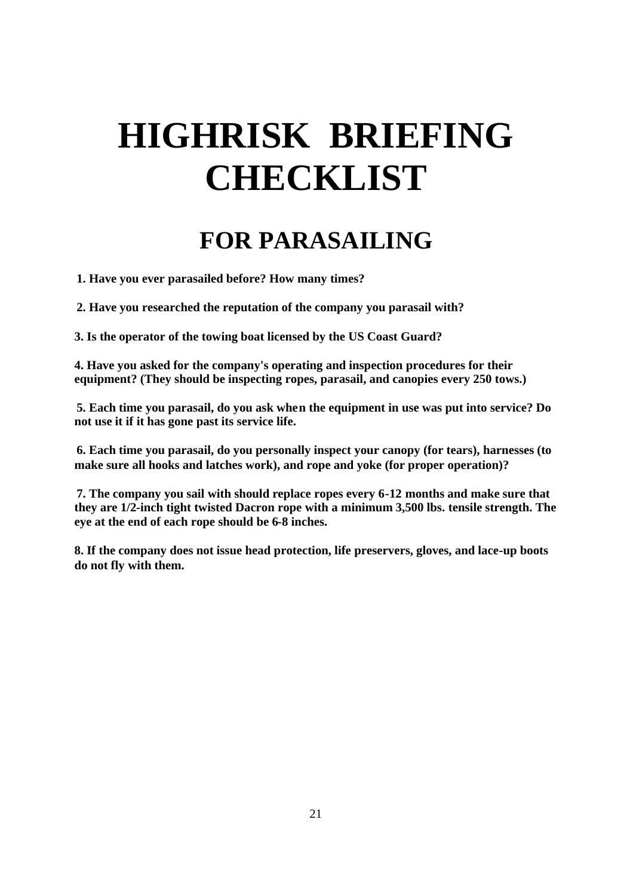# HIGHRISK BRIEFING CHECKLIST

## FOR PARASAILING

**1. Have you ever parasailed before? How many times?**

**2. Have you researched the reputation of the company you parasail with?**

**3. Is the operator of the towing boat licensed by the US Coast Guard?**

**4. Have you asked for the company's operating and inspection procedures for their equipment? (They should be inspecting ropes, parasail, and canopies every 250 tows.)**

**5. Each time you parasail, do you ask when the equipment in use was put into service? Do not use it if it has gone past its service life.**

**6. Each time you parasail, do you personally inspect your canopy (for tears), harnesses (to make sure all hooks and latches work), and rope and yoke (for proper operation)?**

**7. The company you sail with should replace ropes every 6-12 months and make sure that they are 1/2-inch tight twisted Dacron rope with a minimum 3,500 lbs. tensile strength. The eye at the end of each rope should be 6-8 inches.**

**8. If the company does not issue head protection, life preservers, gloves, and lace-up boots do not fly with them.**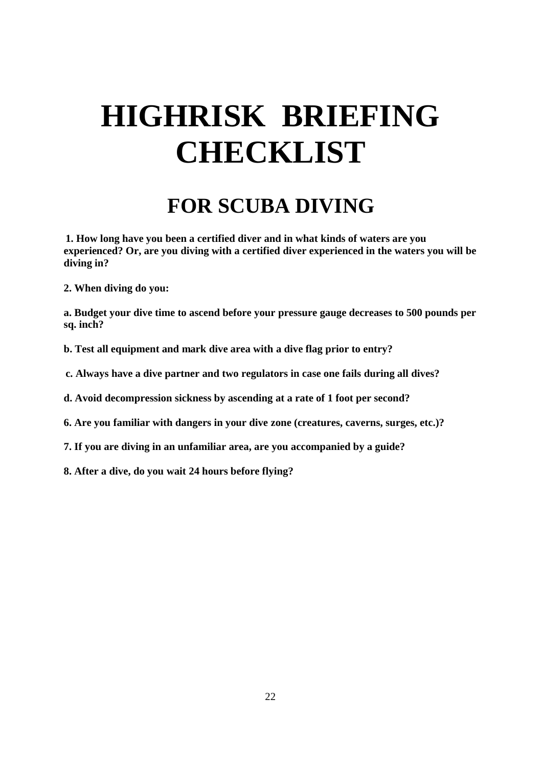# HIGHRISK BRIEFING CHECKLIST

## FOR SCUBA DIVING

**1. How long have you been a certified diver and in what kinds of waters are you experienced? Or, are you diving with a certified diver experienced in the waters you will be diving in?**

**2. When diving do you:**

**a. Budget your dive time to ascend before your pressure gauge decreases to 500 pounds per sq. inch?**

**b. Test all equipment and mark dive area with a dive flag prior to entry?**

**c. Always have a dive partner and two regulators in case one fails during all dives?**

**d. Avoid decompression sickness by ascending at a rate of 1 foot per second?**

**6. Are you familiar with dangers in your dive zone (creatures, caverns, surges, etc.)?**

**7. If you are diving in an unfamiliar area, are you accompanied by a guide?**

**8. After a dive, do you wait 24 hours before flying?**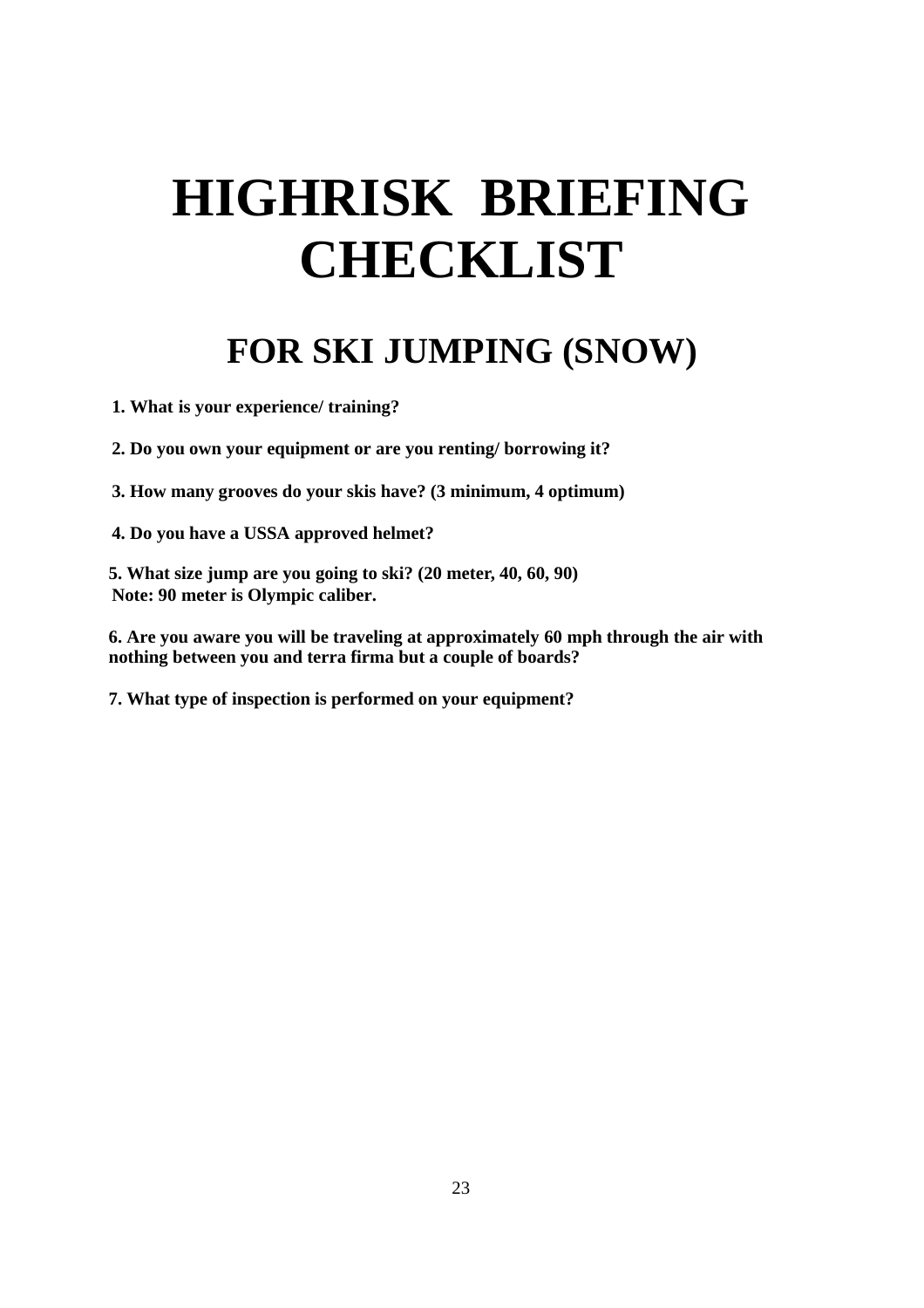# HIGHRISK BRIEFING CHECKLIST

## FOR SKI JUMPING (SNOW)

**1. What is your experience/ training?**

**2. Do you own your equipment or are you renting/ borrowing it?**

**3. How many grooves do your skis have? (3 minimum, 4 optimum)**

**4. Do you have a USSA approved helmet?**

**5. What size jump are you going to ski? (20 meter, 40, 60, 90)**
**Note: 90 meter is Olympic caliber.**

**6. Are you aware you will be traveling at approximately 60 mph through the air with nothing between you and terra firma but a couple of boards?**

**7. What type of inspection is performed on your equipment?**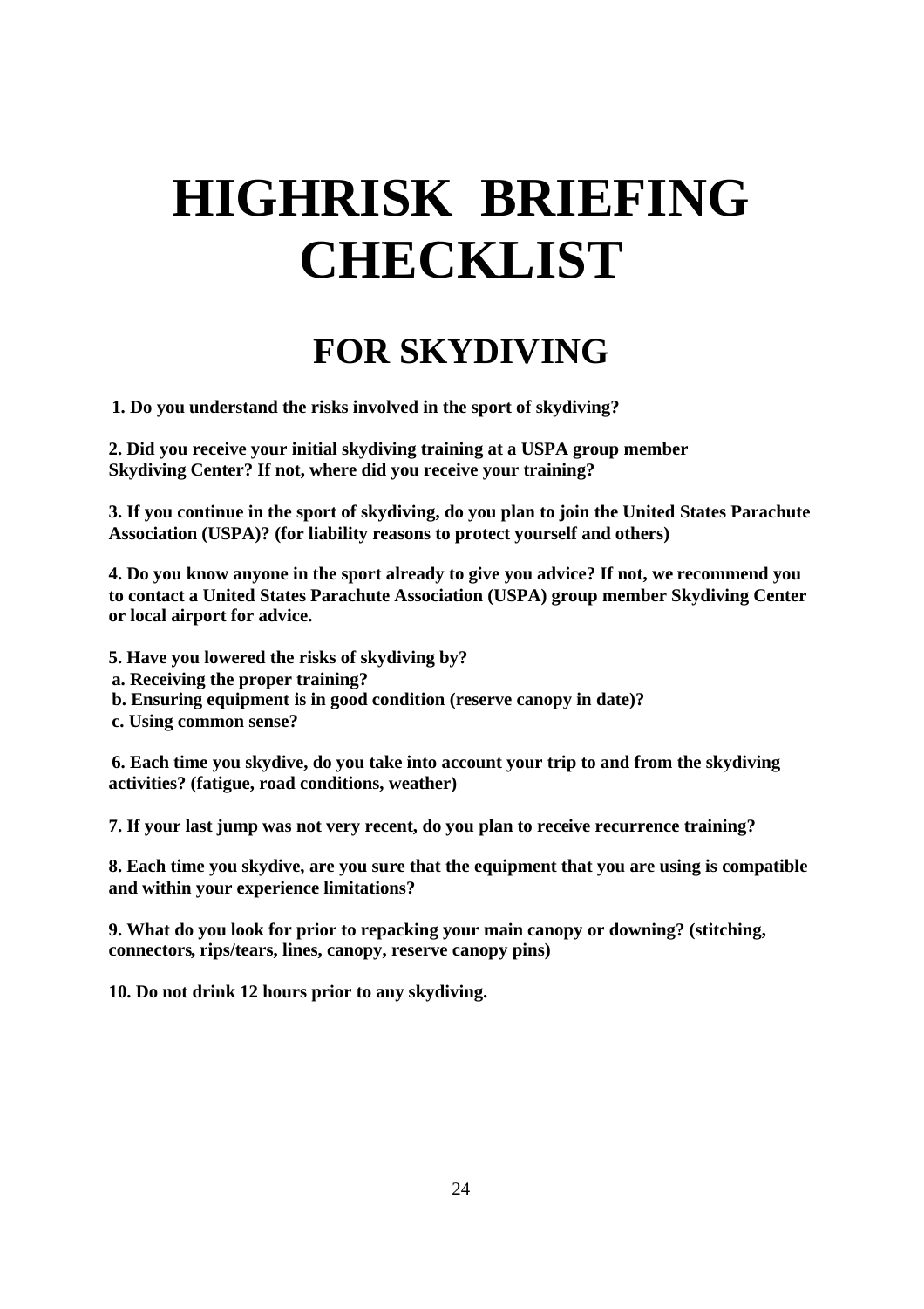# HIGHRISK BRIEFING CHECKLIST

## FOR SKYDIVING

**1. Do you understand the risks involved in the sport of skydiving?**

**2. Did you receive your initial skydiving training at a USPA group member Skydiving Center? If not, where did you receive your training?**

**3. If you continue in the sport of skydiving, do you plan to join the United States Parachute Association (USPA)? (for liability reasons to protect yourself and others)**

**4. Do you know anyone in the sport already to give you advice? If not, we recommend you to contact a United States Parachute Association (USPA) group member Skydiving Center or local airport for advice.**

**5. Have you lowered the risks of skydiving by?**
**a. Receiving the proper training?**
**b. Ensuring equipment is in good condition (reserve canopy in date)?**
**c. Using common sense?**

**6. Each time you skydive, do you take into account your trip to and from the skydiving activities? (fatigue, road conditions, weather)**

**7. If your last jump was not very recent, do you plan to receive recurrence training?**

**8. Each time you skydive, are you sure that the equipment that you are using is compatible and within your experience limitations?**

**9. What do you look for prior to repacking your main canopy or downing? (stitching, connectors, rips/tears, lines, canopy, reserve canopy pins)**

**10. Do not drink 12 hours prior to any skydiving.**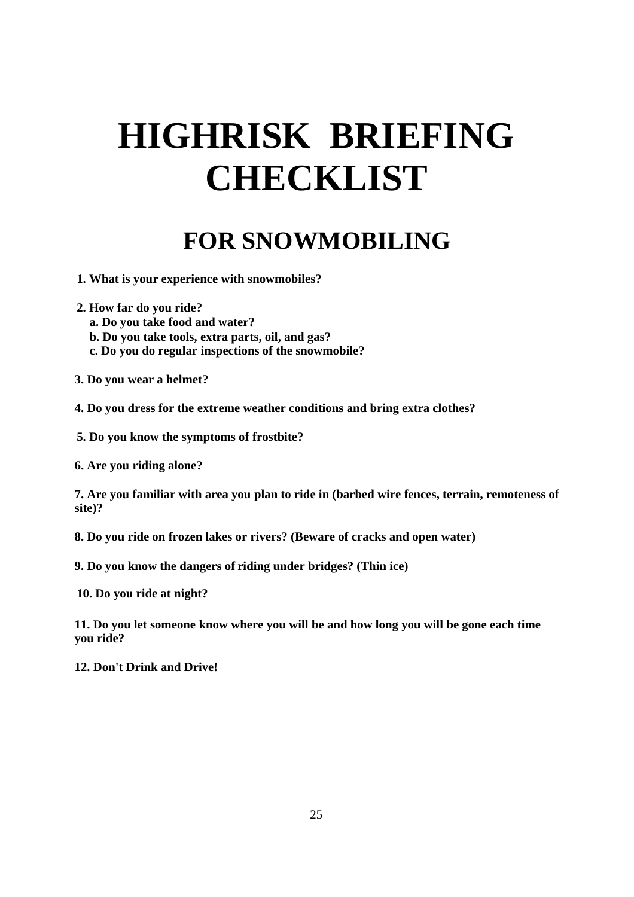# HIGHRISK BRIEFING CHECKLIST

## FOR SNOWMOBILING

**1. What is your experience with snowmobiles?**

**2. How far do you ride?**
**a. Do you take food and water?**
**b. Do you take tools, extra parts, oil, and gas?**
**c. Do you do regular inspections of the snowmobile?**

**3. Do you wear a helmet?**

**4. Do you dress for the extreme weather conditions and bring extra clothes?**

**5. Do you know the symptoms of frostbite?**

**6. Are you riding alone?**

**7. Are you familiar with area you plan to ride in (barbed wire fences, terrain, remoteness of site)?**

**8. Do you ride on frozen lakes or rivers? (Beware of cracks and open water)**

**9. Do you know the dangers of riding under bridges? (Thin ice)**

**10. Do you ride at night?**

**11. Do you let someone know where you will be and how long you will be gone each time you ride?**

**12. Don't Drink and Drive!**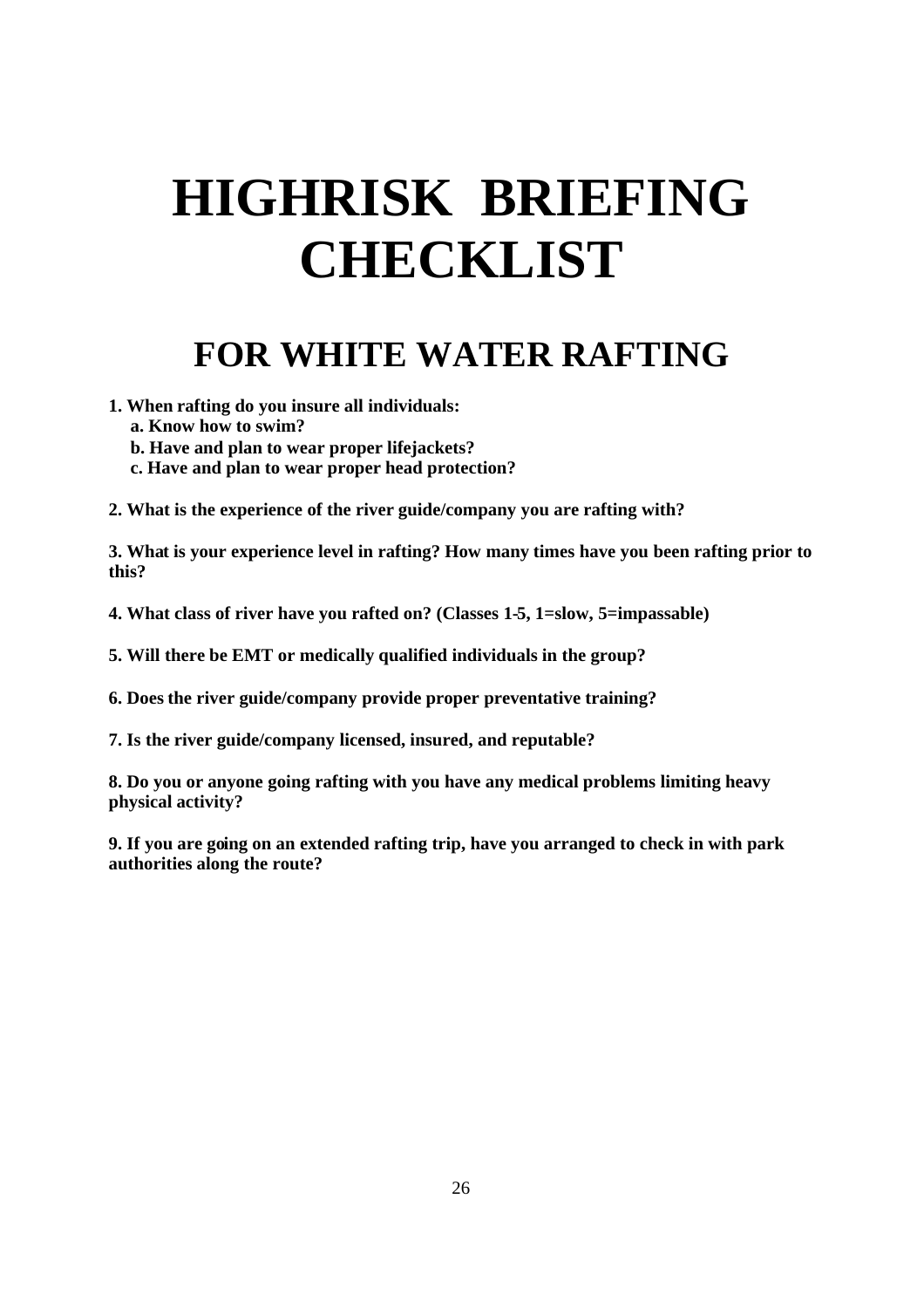# HIGHRISK BRIEFING CHECKLIST

## FOR WHITE WATER RAFTING

**1. When rafting do you insure all individuals:**
- **a. Know how to swim?**
- **b. Have and plan to wear proper lifejackets?**
- **c. Have and plan to wear proper head protection?**

**2. What is the experience of the river guide/company you are rafting with?**

**3. What is your experience level in rafting? How many times have you been rafting prior to this?**

**4. What class of river have you rafted on? (Classes 1-5, 1=slow, 5=impassable)**

**5. Will there be EMT or medically qualified individuals in the group?**

**6. Does the river guide/company provide proper preventative training?**

**7. Is the river guide/company licensed, insured, and reputable?**

**8. Do you or anyone going rafting with you have any medical problems limiting heavy physical activity?**

**9. If you are going on an extended rafting trip, have you arranged to check in with park authorities along the route?**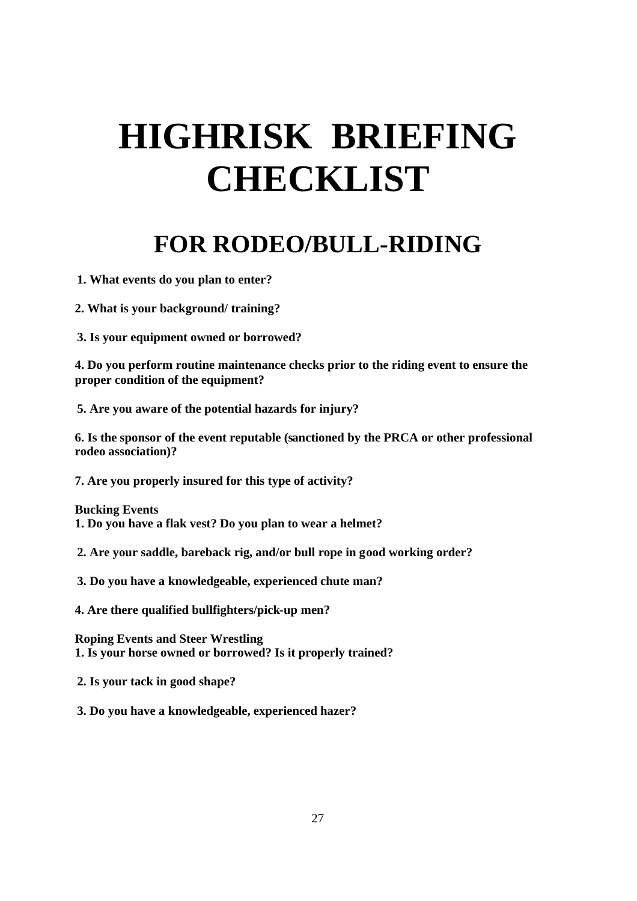# HIGHRISK BRIEFING CHECKLIST

## FOR RODEO/BULL-RIDING

**1. What events do you plan to enter?**

**2. What is your background/ training?**

**3. Is your equipment owned or borrowed?**

**4. Do you perform routine maintenance checks prior to the riding event to ensure the proper condition of the equipment?**

**5. Are you aware of the potential hazards for injury?**

**6. Is the sponsor of the event reputable (sanctioned by the PRCA or other professional rodeo association)?**

**7. Are you properly insured for this type of activity?**

**Bucking Events**

**1. Do you have a flak vest? Do you plan to wear a helmet?**

**2. Are your saddle, bareback rig, and/or bull rope in good working order?**

**3. Do you have a knowledgeable, experienced chute man?**

**4. Are there qualified bullfighters/pick-up men?**

**Roping Events and Steer Wrestling**

**1. Is your horse owned or borrowed? Is it properly trained?**

**2. Is your tack in good shape?**

**3. Do you have a knowledgeable, experienced hazer?**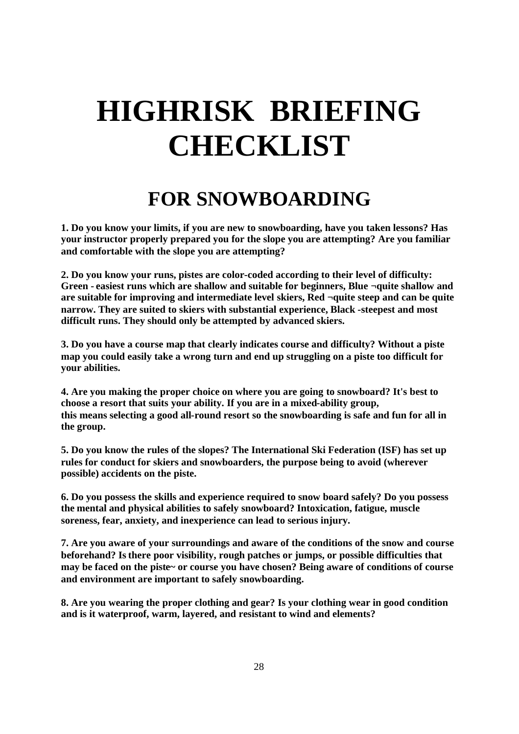# HIGHRISK BRIEFING CHECKLIST

## FOR SNOWBOARDING

**1. Do you know your limits, if you are new to snowboarding, have you taken lessons? Has your instructor properly prepared you for the slope you are attempting? Are you familiar and comfortable with the slope you are attempting?**

**2. Do you know your runs, pistes are color-coded according to their level of difficulty: Green - easiest runs which are shallow and suitable for beginners, Blue ¬quite shallow and are suitable for improving and intermediate level skiers, Red ¬quite steep and can be quite narrow. They are suited to skiers with substantial experience, Black -steepest and most difficult runs. They should only be attempted by advanced skiers.**

**3. Do you have a course map that clearly indicates course and difficulty? Without a piste map you could easily take a wrong turn and end up struggling on a piste too difficult for your abilities.**

**4. Are you making the proper choice on where you are going to snowboard? It's best to choose a resort that suits your ability. If you are in a mixed-ability group, this means selecting a good all-round resort so the snowboarding is safe and fun for all in the group.**

**5. Do you know the rules of the slopes? The International Ski Federation (ISF) has set up rules for conduct for skiers and snowboarders, the purpose being to avoid (wherever possible) accidents on the piste.**

**6. Do you possess the skills and experience required to snow board safely? Do you possess the mental and physical abilities to safely snowboard? Intoxication, fatigue, muscle soreness, fear, anxiety, and inexperience can lead to serious injury.**

**7. Are you aware of your surroundings and aware of the conditions of the snow and course beforehand? Is there poor visibility, rough patches or jumps, or possible difficulties that may be faced on the piste~ or course you have chosen? Being aware of conditions of course and environment are important to safely snowboarding.**

**8. Are you wearing the proper clothing and gear? Is your clothing wear in good condition and is it waterproof, warm, layered, and resistant to wind and elements?**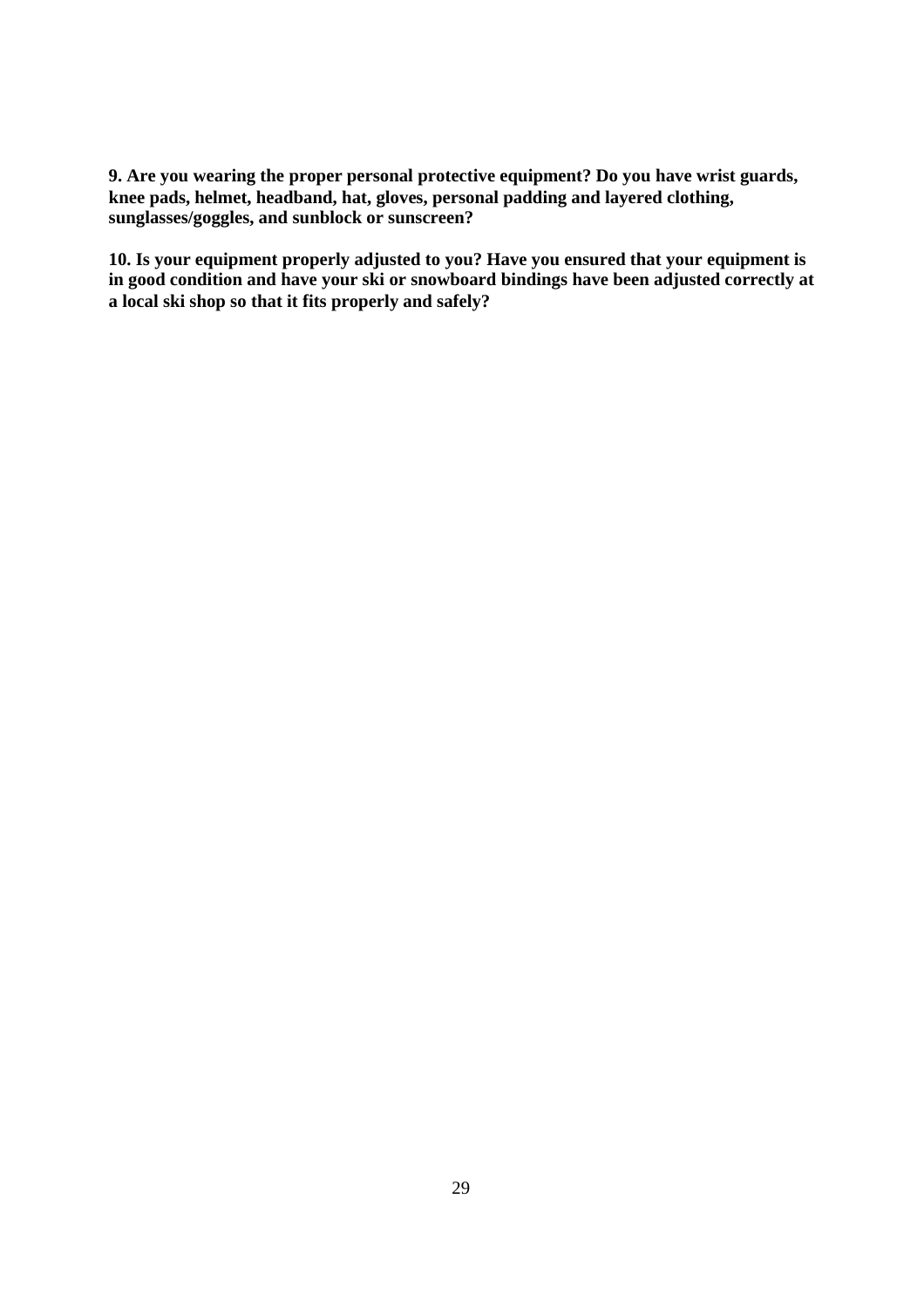**9. Are you wearing the proper personal protective equipment? Do you have wrist guards, knee pads, helmet, headband, hat, gloves, personal padding and layered clothing, sunglasses/goggles, and sunblock or sunscreen?**

**10. Is your equipment properly adjusted to you? Have you ensured that your equipment is in good condition and have your ski or snowboard bindings have been adjusted correctly at a local ski shop so that it fits properly and safely?**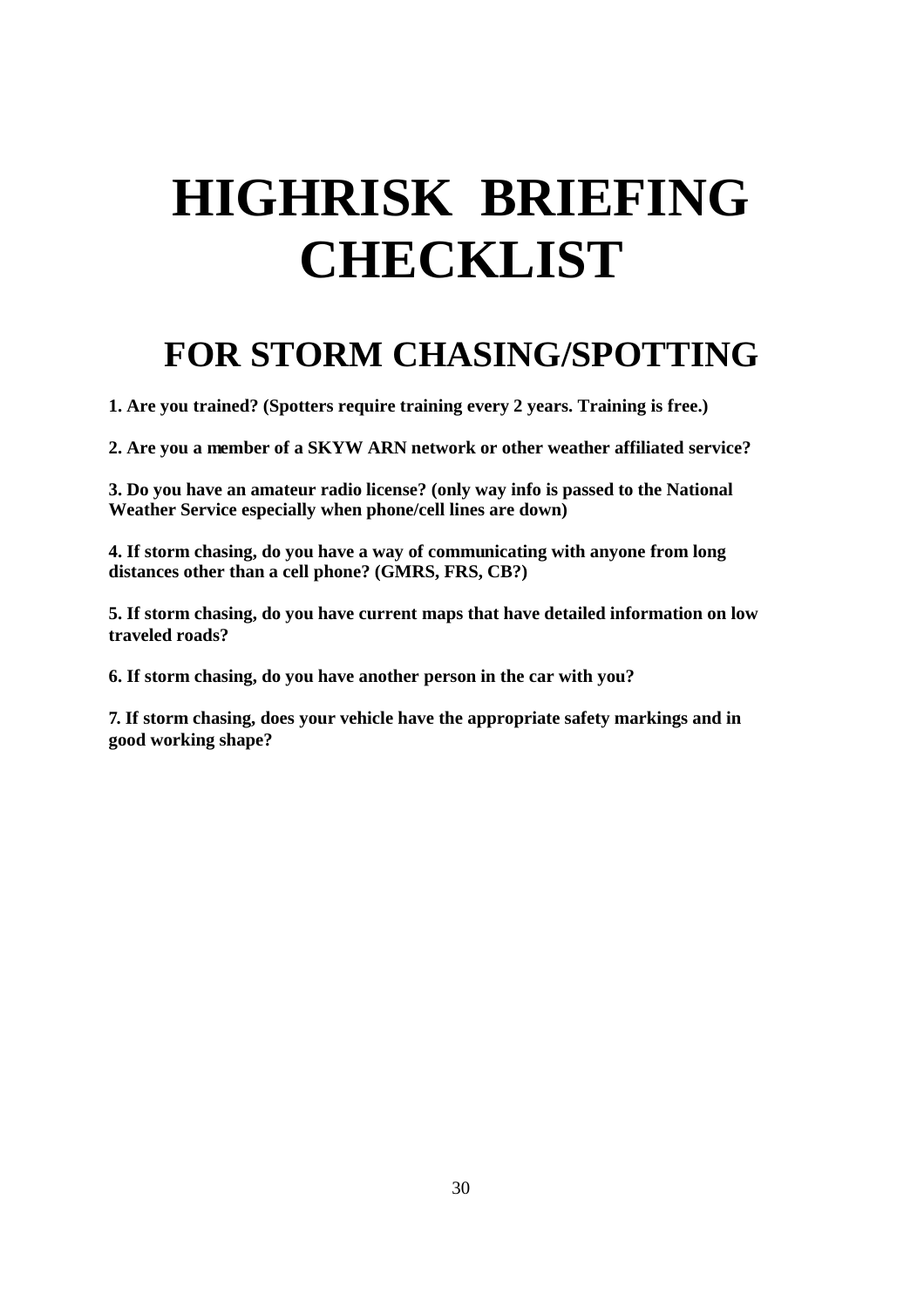# HIGHRISK BRIEFING CHECKLIST

## FOR STORM CHASING/SPOTTING

**1. Are you trained? (Spotters require training every 2 years. Training is free.)**

**2. Are you a member of a SKYW ARN network or other weather affiliated service?**

**3. Do you have an amateur radio license? (only way info is passed to the National Weather Service especially when phone/cell lines are down)**

**4. If storm chasing, do you have a way of communicating with anyone from long distances other than a cell phone? (GMRS, FRS, CB?)**

**5. If storm chasing, do you have current maps that have detailed information on low traveled roads?**

**6. If storm chasing, do you have another person in the car with you?**

**7. If storm chasing, does your vehicle have the appropriate safety markings and in good working shape?**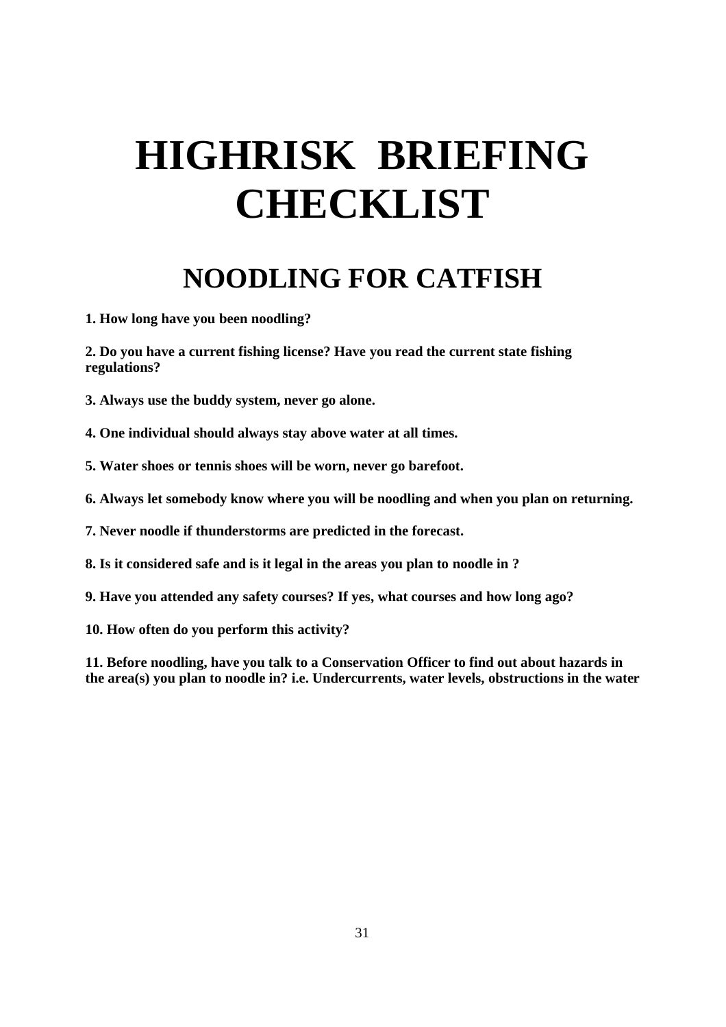# HIGHRISK BRIEFING CHECKLIST

## NOODLING FOR CATFISH

**1. How long have you been noodling?**

**2. Do you have a current fishing license? Have you read the current state fishing regulations?**

**3. Always use the buddy system, never go alone.**

**4. One individual should always stay above water at all times.**

**5. Water shoes or tennis shoes will be worn, never go barefoot.**

**6. Always let somebody know where you will be noodling and when you plan on returning.**

**7. Never noodle if thunderstorms are predicted in the forecast.**

**8. Is it considered safe and is it legal in the areas you plan to noodle in ?**

**9. Have you attended any safety courses? If yes, what courses and how long ago?**

**10. How often do you perform this activity?**

**11. Before noodling, have you talk to a Conservation Officer to find out about hazards in the area(s) you plan to noodle in? i.e. Undercurrents, water levels, obstructions in the water**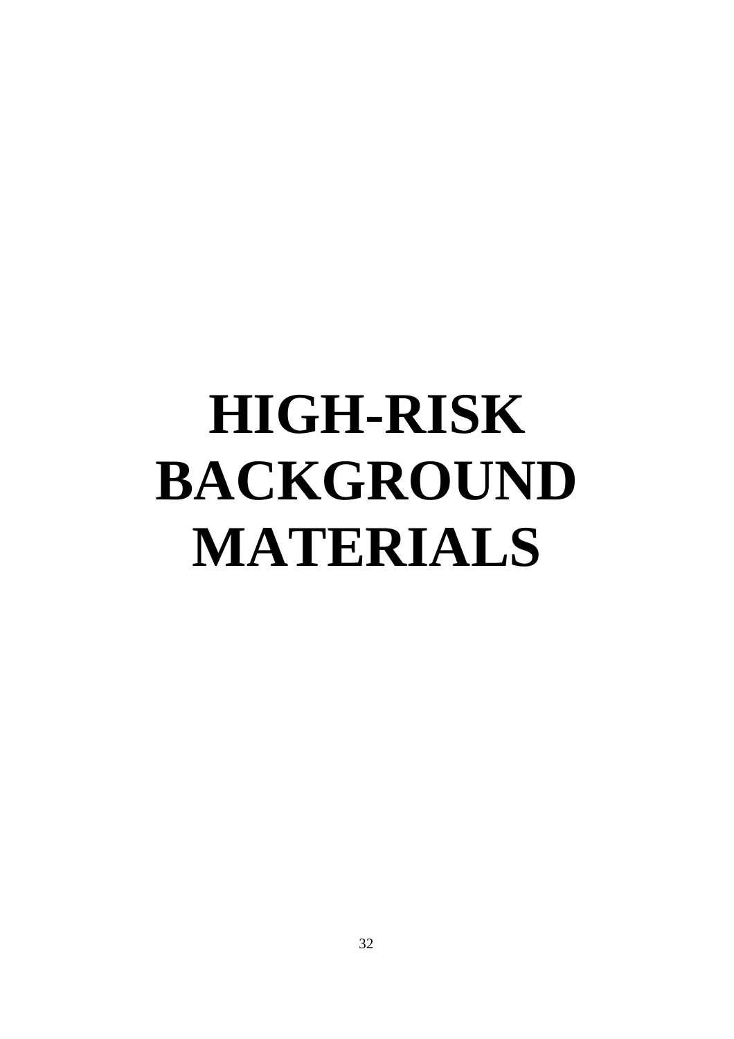# HIGH-RISK BACKGROUND MATERIALS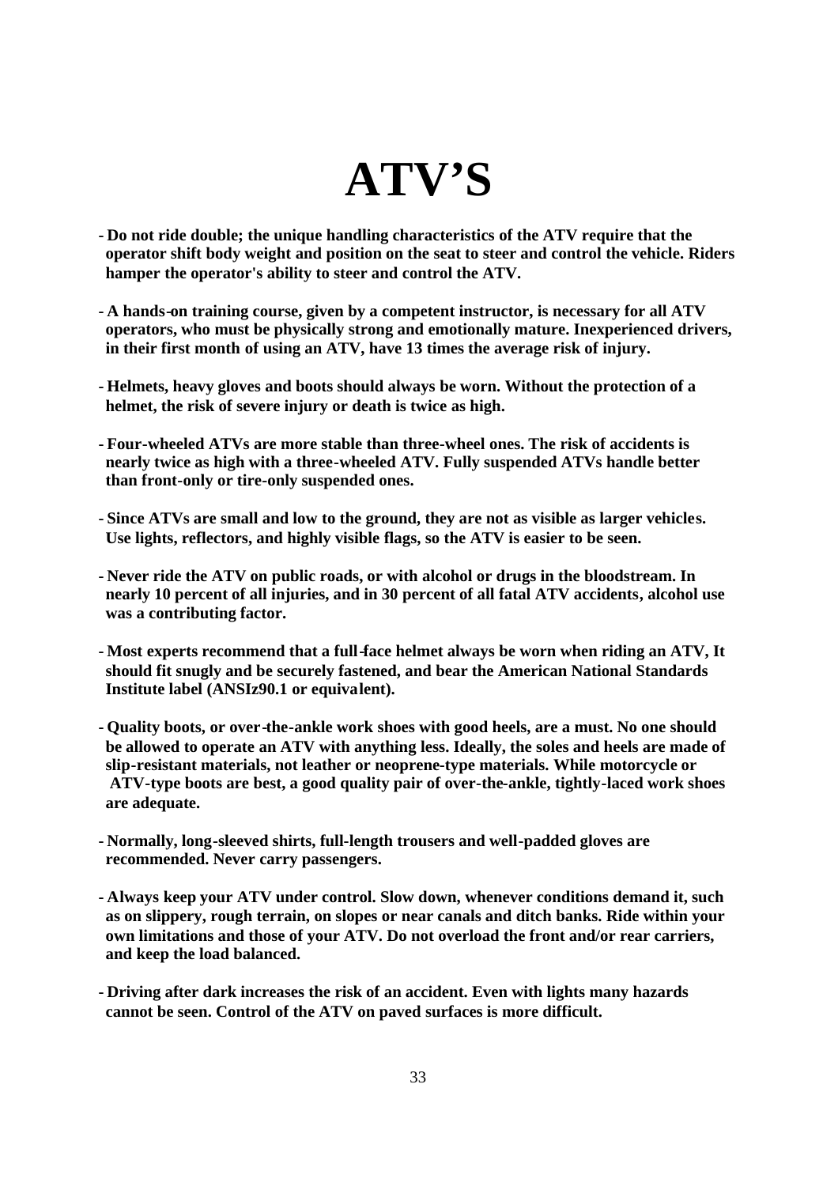# ATV'S

- **Do not ride double; the unique handling characteristics of the ATV require that the operator shift body weight and position on the seat to steer and control the vehicle. Riders hamper the operator's ability to steer and control the ATV.**

- **A hands-on training course, given by a competent instructor, is necessary for all ATV operators, who must be physically strong and emotionally mature. Inexperienced drivers, in their first month of using an ATV, have 13 times the average risk of injury.**

- **Helmets, heavy gloves and boots should always be worn. Without the protection of a helmet, the risk of severe injury or death is twice as high.**

- **Four-wheeled ATVs are more stable than three-wheel ones. The risk of accidents is nearly twice as high with a three-wheeled ATV. Fully suspended ATVs handle better than front-only or tire-only suspended ones.**

- **Since ATVs are small and low to the ground, they are not as visible as larger vehicles. Use lights, reflectors, and highly visible flags, so the ATV is easier to be seen.**

- **Never ride the ATV on public roads, or with alcohol or drugs in the bloodstream. In nearly 10 percent of all injuries, and in 30 percent of all fatal ATV accidents, alcohol use was a contributing factor.**

- **Most experts recommend that a full-face helmet always be worn when riding an ATV, It should fit snugly and be securely fastened, and bear the American National Standards Institute label (ANSIz90.1 or equivalent).**

- **Quality boots, or over-the-ankle work shoes with good heels, are a must. No one should be allowed to operate an ATV with anything less. Ideally, the soles and heels are made of slip-resistant materials, not leather or neoprene-type materials. While motorcycle or ATV-type boots are best, a good quality pair of over-the-ankle, tightly-laced work shoes are adequate.**

- **Normally, long-sleeved shirts, full-length trousers and well-padded gloves are recommended. Never carry passengers.**

- **Always keep your ATV under control. Slow down, whenever conditions demand it, such as on slippery, rough terrain, on slopes or near canals and ditch banks. Ride within your own limitations and those of your ATV. Do not overload the front and/or rear carriers, and keep the load balanced.**

- **Driving after dark increases the risk of an accident. Even with lights many hazards cannot be seen. Control of the ATV on paved surfaces is more difficult.**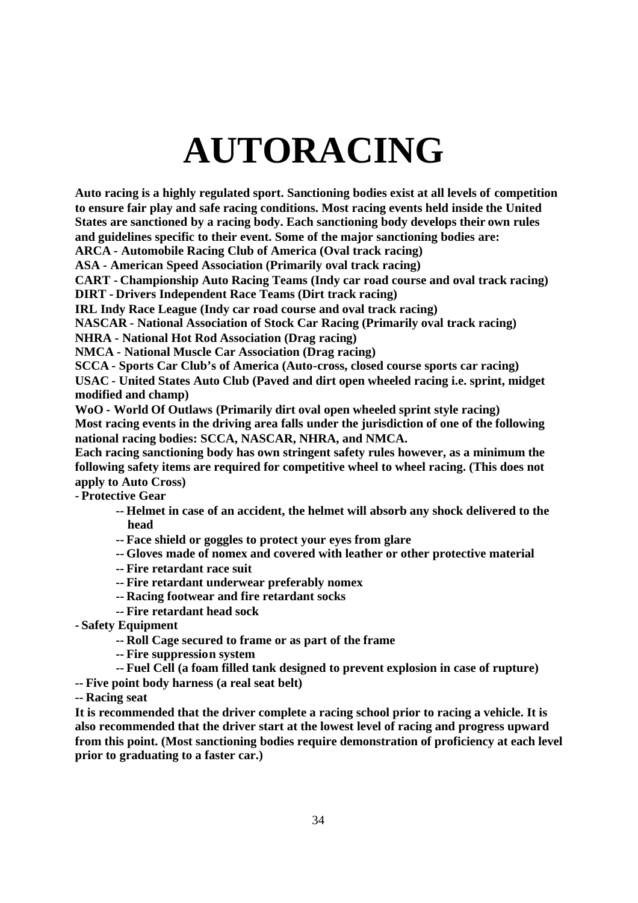# AUTORACING

**Auto racing is a highly regulated sport. Sanctioning bodies exist at all levels of competition to ensure fair play and safe racing conditions. Most racing events held inside the United States are sanctioned by a racing body. Each sanctioning body develops their own rules and guidelines specific to their event. Some of the major sanctioning bodies are:**
**ARCA - Automobile Racing Club of America (Oval track racing)**
**ASA - American Speed Association (Primarily oval track racing)**
**CART - Championship Auto Racing Teams (Indy car road course and oval track racing)**
**DIRT - Drivers Independent Race Teams (Dirt track racing)**
**IRL Indy Race League (Indy car road course and oval track racing)**
**NASCAR - National Association of Stock Car Racing (Primarily oval track racing)**
**NHRA - National Hot Rod Association (Drag racing)**
**NMCA - National Muscle Car Association (Drag racing)**
**SCCA - Sports Car Club's of America (Auto-cross, closed course sports car racing)**
**USAC - United States Auto Club (Paved and dirt open wheeled racing i.e. sprint, midget modified and champ)**
**WoO - World Of Outlaws (Primarily dirt oval open wheeled sprint style racing)**
**Most racing events in the driving area falls under the jurisdiction of one of the following national racing bodies: SCCA, NASCAR, NHRA, and NMCA.**
**Each racing sanctioning body has own stringent safety rules however, as a minimum the following safety items are required for competitive wheel to wheel racing. (This does not apply to Auto Cross)**

**- Protective Gear**
- **-- Helmet in case of an accident, the helmet will absorb any shock delivered to the head**
- **-- Face shield or goggles to protect your eyes from glare**
- **-- Gloves made of nomex and covered with leather or other protective material**
- **-- Fire retardant race suit**
- **-- Fire retardant underwear preferably nomex**
- **-- Racing footwear and fire retardant socks**
- **-- Fire retardant head sock**

**- Safety Equipment**
- **-- Roll Cage secured to frame or as part of the frame**
- **-- Fire suppression system**
- **-- Fuel Cell (a foam filled tank designed to prevent explosion in case of rupture)**

**-- Five point body harness (a real seat belt)**
**-- Racing seat**

**It is recommended that the driver complete a racing school prior to racing a vehicle. It is also recommended that the driver start at the lowest level of racing and progress upward from this point. (Most sanctioning bodies require demonstration of proficiency at each level prior to graduating to a faster car.)**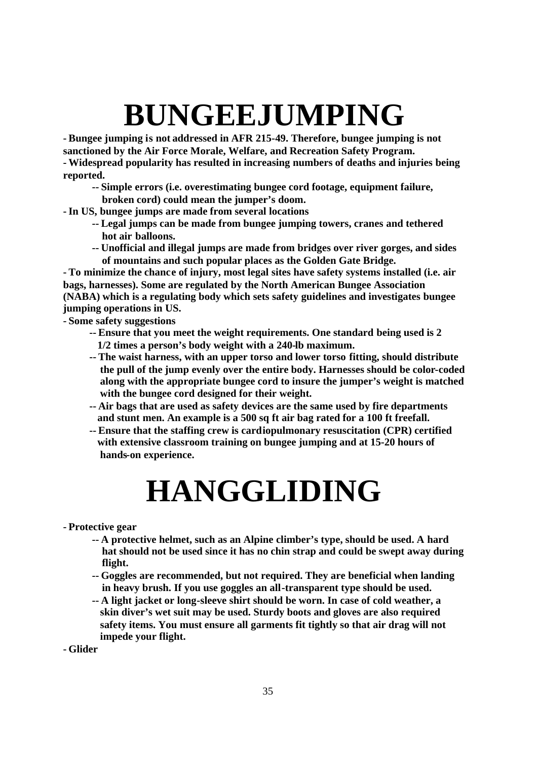# BUNGEEJUMPING

- **Bungee jumping is not addressed in AFR 215-49. Therefore, bungee jumping is not sanctioned by the Air Force Morale, Welfare, and Recreation Safety Program.**
- **Widespread popularity has resulted in increasing numbers of deaths and injuries being reported.**
  - **Simple errors (i.e. overestimating bungee cord footage, equipment failure, broken cord) could mean the jumper's doom.**
- **In US, bungee jumps are made from several locations**
  - **Legal jumps can be made from bungee jumping towers, cranes and tethered hot air balloons.**
  - **Unofficial and illegal jumps are made from bridges over river gorges, and sides of mountains and such popular places as the Golden Gate Bridge.**
- **To minimize the chance of injury, most legal sites have safety systems installed (i.e. air bags, harnesses). Some are regulated by the North American Bungee Association (NABA) which is a regulating body which sets safety guidelines and investigates bungee jumping operations in US.**
- **Some safety suggestions**
  - **Ensure that you meet the weight requirements. One standard being used is 2 1/2 times a person's body weight with a 240-lb maximum.**
  - **The waist harness, with an upper torso and lower torso fitting, should distribute the pull of the jump evenly over the entire body. Harnesses should be color-coded along with the appropriate bungee cord to insure the jumper's weight is matched with the bungee cord designed for their weight.**
  - **Air bags that are used as safety devices are the same used by fire departments and stunt men. An example is a 500 sq ft air bag rated for a 100 ft freefall.**
  - **Ensure that the staffing crew is cardiopulmonary resuscitation (CPR) certified with extensive classroom training on bungee jumping and at 15-20 hours of hands-on experience.**

# HANGGLIDING

- **Protective gear**
  - **A protective helmet, such as an Alpine climber's type, should be used. A hard hat should not be used since it has no chin strap and could be swept away during flight.**
  - **Goggles are recommended, but not required. They are beneficial when landing in heavy brush. If you use goggles an all-transparent type should be used.**
  - **A light jacket or long-sleeve shirt should be worn. In case of cold weather, a skin diver's wet suit may be used. Sturdy boots and gloves are also required safety items. You must ensure all garments fit tightly so that air drag will not impede your flight.**
- **Glider**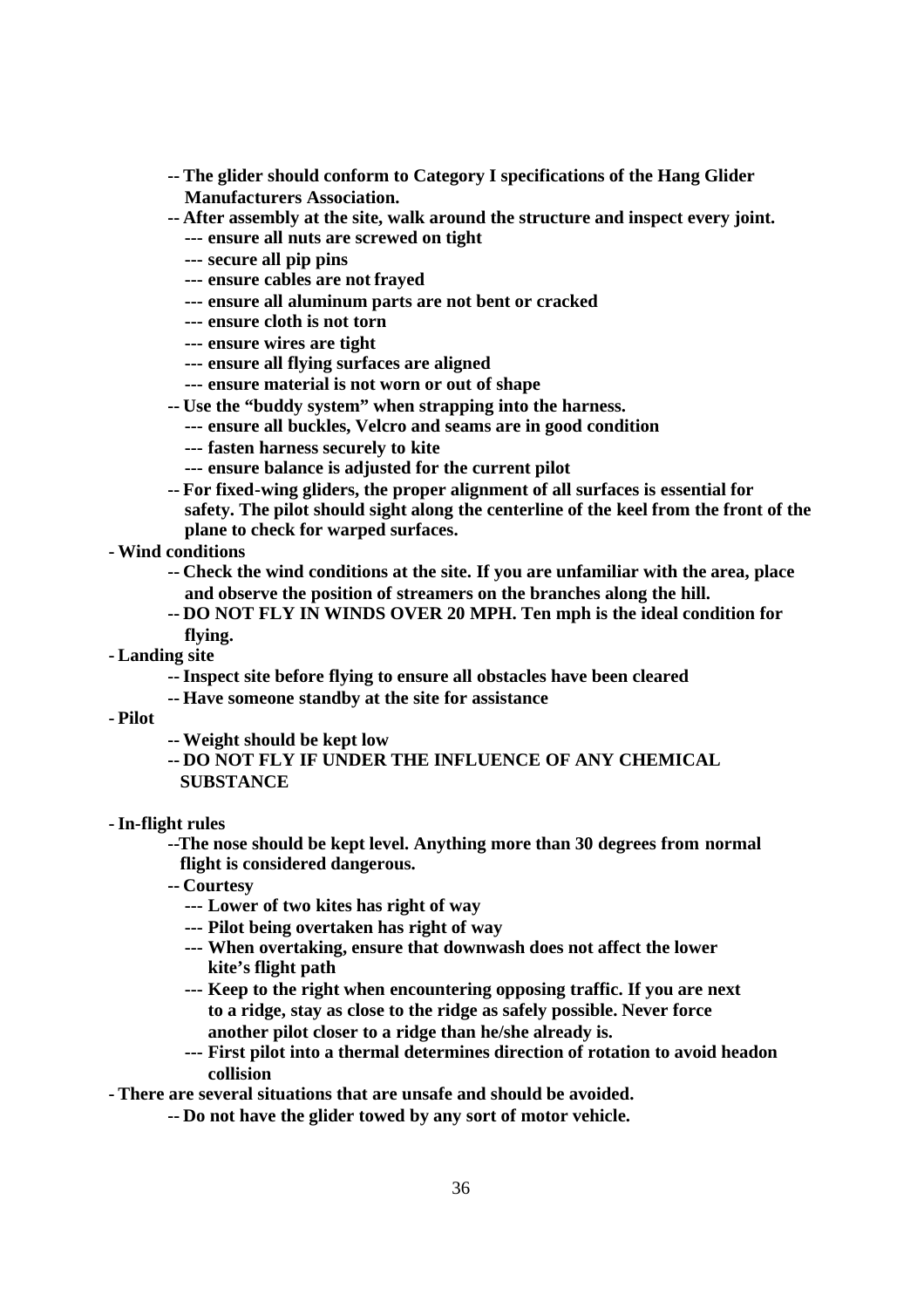- **-- The glider should conform to Category I specifications of the Hang Glider Manufacturers Association.**
- **-- After assembly at the site, walk around the structure and inspect every joint.**
  - **--- ensure all nuts are screwed on tight**
  - **--- secure all pip pins**
  - **--- ensure cables are not frayed**
  - **--- ensure all aluminum parts are not bent or cracked**
  - **--- ensure cloth is not torn**
  - **--- ensure wires are tight**
  - **--- ensure all flying surfaces are aligned**
  - **--- ensure material is not worn or out of shape**
- **-- Use the "buddy system" when strapping into the harness.**
  - **--- ensure all buckles, Velcro and seams are in good condition**
  - **--- fasten harness securely to kite**
  - **--- ensure balance is adjusted for the current pilot**
- **-- For fixed-wing gliders, the proper alignment of all surfaces is essential for safety. The pilot should sight along the centerline of the keel from the front of the plane to check for warped surfaces.**

**- Wind conditions**

- **-- Check the wind conditions at the site. If you are unfamiliar with the area, place and observe the position of streamers on the branches along the hill.**
- **-- DO NOT FLY IN WINDS OVER 20 MPH. Ten mph is the ideal condition for flying.**

**- Landing site**

- **-- Inspect site before flying to ensure all obstacles have been cleared**
- **-- Have someone standby at the site for assistance**

**- Pilot**

- **-- Weight should be kept low**
- **-- DO NOT FLY IF UNDER THE INFLUENCE OF ANY CHEMICAL SUBSTANCE**

**- In-flight rules**

- **--The nose should be kept level. Anything more than 30 degrees from normal flight is considered dangerous.**
- **-- Courtesy**
  - **--- Lower of two kites has right of way**
  - **--- Pilot being overtaken has right of way**
  - **--- When overtaking, ensure that downwash does not affect the lower kite's flight path**
  - **--- Keep to the right when encountering opposing traffic. If you are next to a ridge, stay as close to the ridge as safely possible. Never force another pilot closer to a ridge than he/she already is.**
  - **--- First pilot into a thermal determines direction of rotation to avoid headon collision**

**- There are several situations that are unsafe and should be avoided.**

- **-- Do not have the glider towed by any sort of motor vehicle.**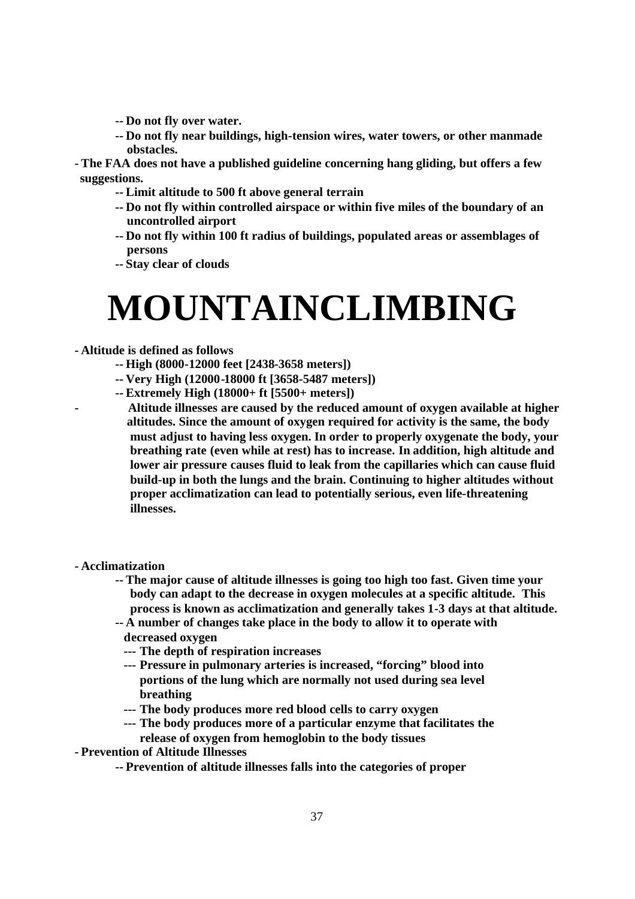- **-- Do not fly over water.**
- **-- Do not fly near buildings, high-tension wires, water towers, or other manmade obstacles.**

**- The FAA does not have a published guideline concerning hang gliding, but offers a few suggestions.**

- **-- Limit altitude to 500 ft above general terrain**
- **-- Do not fly within controlled airspace or within five miles of the boundary of an uncontrolled airport**
- **-- Do not fly within 100 ft radius of buildings, populated areas or assemblages of persons**
- **-- Stay clear of clouds**

# MOUNTAINCLIMBING

**- Altitude is defined as follows**

- **-- High (8000-12000 feet [2438-3658 meters])**
- **-- Very High (12000-18000 ft [3658-5487 meters])**
- **-- Extremely High (18000+ ft [5500+ meters])**

**- Altitude illnesses are caused by the reduced amount of oxygen available at higher altitudes. Since the amount of oxygen required for activity is the same, the body must adjust to having less oxygen. In order to properly oxygenate the body, your breathing rate (even while at rest) has to increase. In addition, high altitude and lower air pressure causes fluid to leak from the capillaries which can cause fluid build-up in both the lungs and the brain. Continuing to higher altitudes without proper acclimatization can lead to potentially serious, even life-threatening illnesses.**

**- Acclimatization**

- **-- The major cause of altitude illnesses is going too high too fast. Given time your body can adapt to the decrease in oxygen molecules at a specific altitude. This process is known as acclimatization and generally takes 1-3 days at that altitude.**
- **-- A number of changes take place in the body to allow it to operate with decreased oxygen**
  - **--- The depth of respiration increases**
  - **--- Pressure in pulmonary arteries is increased, "forcing" blood into portions of the lung which are normally not used during sea level breathing**
  - **--- The body produces more red blood cells to carry oxygen**
  - **--- The body produces more of a particular enzyme that facilitates the release of oxygen from hemoglobin to the body tissues**

**- Prevention of Altitude Illnesses**

- **-- Prevention of altitude illnesses falls into the categories of proper**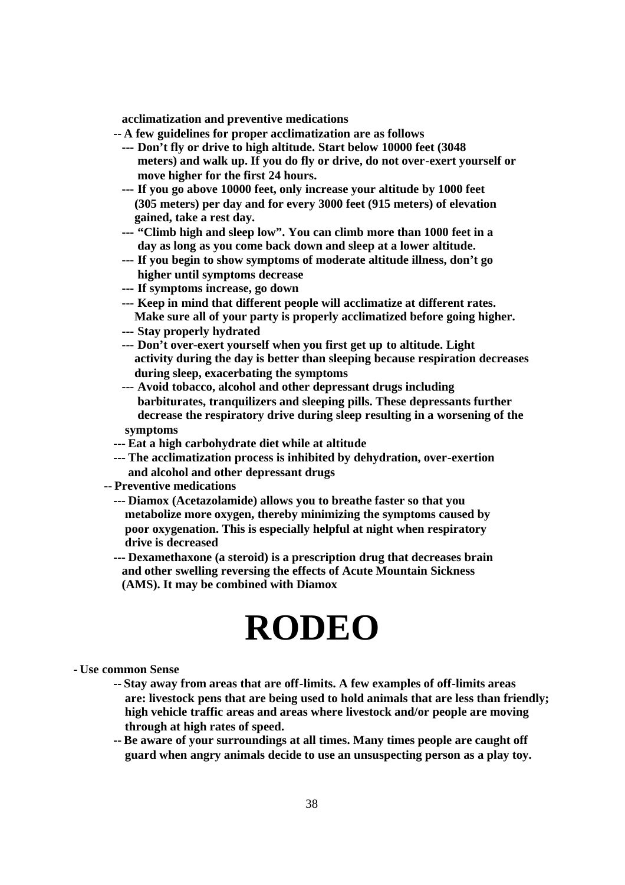**acclimatization and preventive medications**

- **A few guidelines for proper acclimatization are as follows**
  - **Don't fly or drive to high altitude. Start below 10000 feet (3048 meters) and walk up. If you do fly or drive, do not over-exert yourself or move higher for the first 24 hours.**
  - **If you go above 10000 feet, only increase your altitude by 1000 feet (305 meters) per day and for every 3000 feet (915 meters) of elevation gained, take a rest day.**
  - **"Climb high and sleep low". You can climb more than 1000 feet in a day as long as you come back down and sleep at a lower altitude.**
  - **If you begin to show symptoms of moderate altitude illness, don't go higher until symptoms decrease**
  - **If symptoms increase, go down**
  - **Keep in mind that different people will acclimatize at different rates. Make sure all of your party is properly acclimatized before going higher.**
  - **Stay properly hydrated**
  - **Don't over-exert yourself when you first get up to altitude. Light activity during the day is better than sleeping because respiration decreases during sleep, exacerbating the symptoms**
  - **Avoid tobacco, alcohol and other depressant drugs including barbiturates, tranquilizers and sleeping pills. These depressants further decrease the respiratory drive during sleep resulting in a worsening of the symptoms**
  - **Eat a high carbohydrate diet while at altitude**
  - **The acclimatization process is inhibited by dehydration, over-exertion and alcohol and other depressant drugs**
- **Preventive medications**
  - **Diamox (Acetazolamide) allows you to breathe faster so that you metabolize more oxygen, thereby minimizing the symptoms caused by poor oxygenation. This is especially helpful at night when respiratory drive is decreased**
  - **Dexamethaxone (a steroid) is a prescription drug that decreases brain and other swelling reversing the effects of Acute Mountain Sickness (AMS). It may be combined with Diamox**

# RODEO

- **Use common Sense**
  - **Stay away from areas that are off-limits. A few examples of off-limits areas are: livestock pens that are being used to hold animals that are less than friendly; high vehicle traffic areas and areas where livestock and/or people are moving through at high rates of speed.**
  - **Be aware of your surroundings at all times. Many times people are caught off guard when angry animals decide to use an unsuspecting person as a play toy.**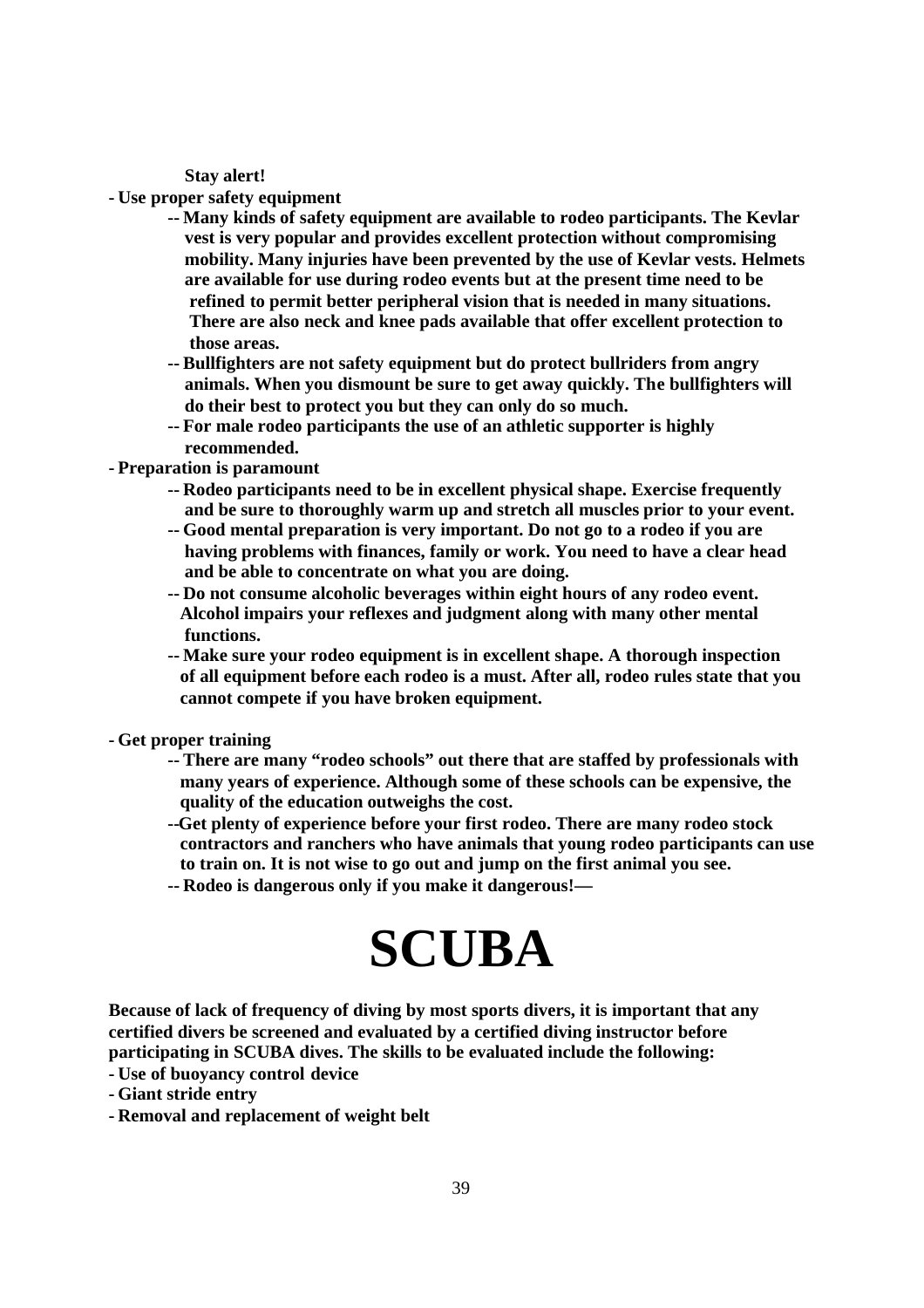**Stay alert!**

- **Use proper safety equipment**
  - -- **Many kinds of safety equipment are available to rodeo participants. The Kevlar vest is very popular and provides excellent protection without compromising mobility. Many injuries have been prevented by the use of Kevlar vests. Helmets are available for use during rodeo events but at the present time need to be refined to permit better peripheral vision that is needed in many situations. There are also neck and knee pads available that offer excellent protection to those areas.**
  - -- **Bullfighters are not safety equipment but do protect bullriders from angry animals. When you dismount be sure to get away quickly. The bullfighters will do their best to protect you but they can only do so much.**
  - -- **For male rodeo participants the use of an athletic supporter is highly recommended.**
- **Preparation is paramount**
  - -- **Rodeo participants need to be in excellent physical shape. Exercise frequently and be sure to thoroughly warm up and stretch all muscles prior to your event.**
  - -- **Good mental preparation is very important. Do not go to a rodeo if you are having problems with finances, family or work. You need to have a clear head and be able to concentrate on what you are doing.**
  - -- **Do not consume alcoholic beverages within eight hours of any rodeo event. Alcohol impairs your reflexes and judgment along with many other mental functions.**
  - -- **Make sure your rodeo equipment is in excellent shape. A thorough inspection of all equipment before each rodeo is a must. After all, rodeo rules state that you cannot compete if you have broken equipment.**
- **Get proper training**
  - -- **There are many "rodeo schools" out there that are staffed by professionals with many years of experience. Although some of these schools can be expensive, the quality of the education outweighs the cost.**
  - --**Get plenty of experience before your first rodeo. There are many rodeo stock contractors and ranchers who have animals that young rodeo participants can use to train on. It is not wise to go out and jump on the first animal you see.**
  - -- **Rodeo is dangerous only if you make it dangerous!—**

# SCUBA

**Because of lack of frequency of diving by most sports divers, it is important that any certified divers be screened and evaluated by a certified diving instructor before participating in SCUBA dives. The skills to be evaluated include the following:**

- **Use of buoyancy control device**
- **Giant stride entry**
- **Removal and replacement of weight belt**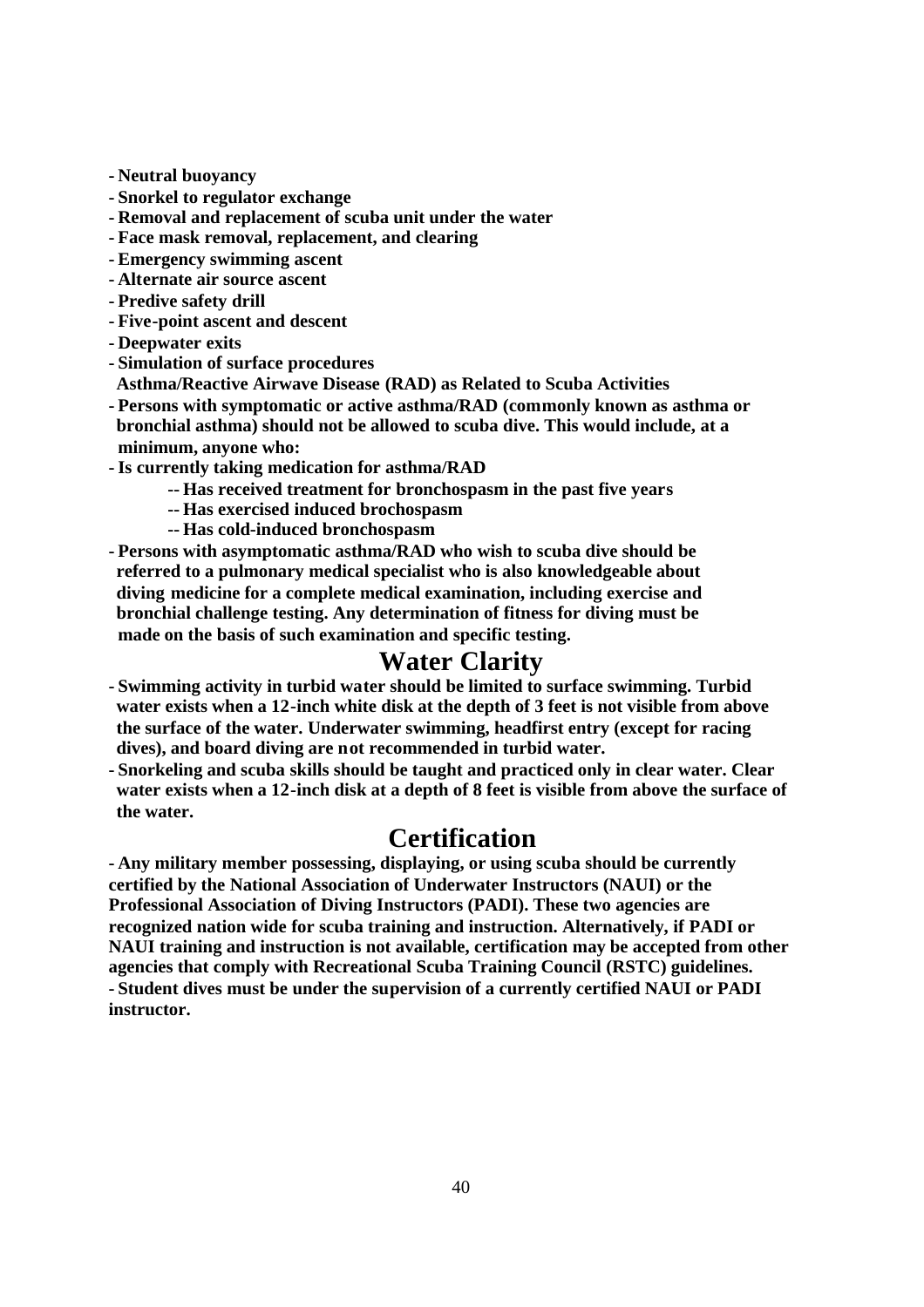- **Neutral buoyancy**
- **Snorkel to regulator exchange**
- **Removal and replacement of scuba unit under the water**
- **Face mask removal, replacement, and clearing**
- **Emergency swimming ascent**
- **Alternate air source ascent**
- **Predive safety drill**
- **Five-point ascent and descent**
- **Deepwater exits**
- **Simulation of surface procedures**

**Asthma/Reactive Airwave Disease (RAD) as Related to Scuba Activities**

- **Persons with symptomatic or active asthma/RAD (commonly known as asthma or bronchial asthma) should not be allowed to scuba dive. This would include, at a minimum, anyone who:**
- **Is currently taking medication for asthma/RAD**
    - **Has received treatment for bronchospasm in the past five years**
    - **Has exercised induced brochospasm**
    - **Has cold-induced bronchospasm**
- **Persons with asymptomatic asthma/RAD who wish to scuba dive should be referred to a pulmonary medical specialist who is also knowledgeable about diving medicine for a complete medical examination, including exercise and bronchial challenge testing. Any determination of fitness for diving must be made on the basis of such examination and specific testing.**

## Water Clarity

- **Swimming activity in turbid water should be limited to surface swimming. Turbid water exists when a 12-inch white disk at the depth of 3 feet is not visible from above the surface of the water. Underwater swimming, headfirst entry (except for racing dives), and board diving are not recommended in turbid water.**
- **Snorkeling and scuba skills should be taught and practiced only in clear water. Clear water exists when a 12-inch disk at a depth of 8 feet is visible from above the surface of the water.**

## Certification

- **Any military member possessing, displaying, or using scuba should be currently certified by the National Association of Underwater Instructors (NAUI) or the Professional Association of Diving Instructors (PADI). These two agencies are recognized nation wide for scuba training and instruction. Alternatively, if PADI or NAUI training and instruction is not available, certification may be accepted from other agencies that comply with Recreational Scuba Training Council (RSTC) guidelines.**
- **Student dives must be under the supervision of a currently certified NAUI or PADI instructor.**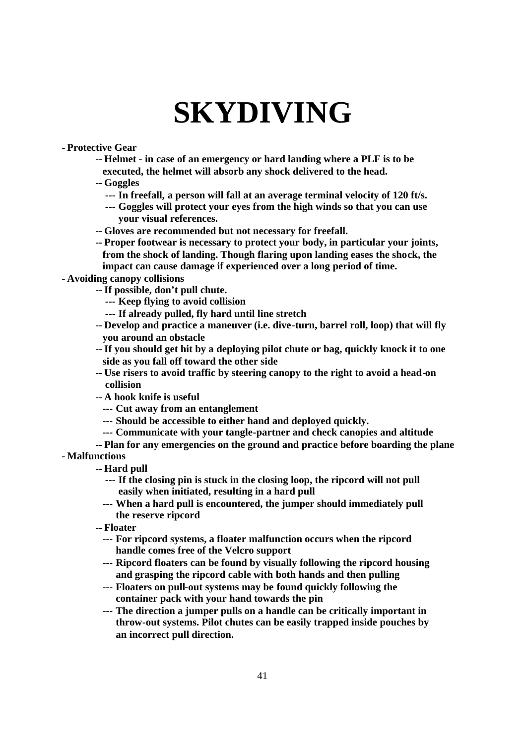# SKYDIVING

- **Protective Gear**
  - **Helmet - in case of an emergency or hard landing where a PLF is to be executed, the helmet will absorb any shock delivered to the head.**
  - **Goggles**
    - **In freefall, a person will fall at an average terminal velocity of 120 ft/s.**
    - **Goggles will protect your eyes from the high winds so that you can use your visual references.**
  - **Gloves are recommended but not necessary for freefall.**
  - **Proper footwear is necessary to protect your body, in particular your joints, from the shock of landing. Though flaring upon landing eases the shock, the impact can cause damage if experienced over a long period of time.**
- **Avoiding canopy collisions**
  - **If possible, don't pull chute.**
    - **Keep flying to avoid collision**
    - **If already pulled, fly hard until line stretch**
  - **Develop and practice a maneuver (i.e. dive-turn, barrel roll, loop) that will fly you around an obstacle**
  - **If you should get hit by a deploying pilot chute or bag, quickly knock it to one side as you fall off toward the other side**
  - **Use risers to avoid traffic by steering canopy to the right to avoid a head-on collision**
  - **A hook knife is useful**
    - **Cut away from an entanglement**
    - **Should be accessible to either hand and deployed quickly.**
    - **Communicate with your tangle-partner and check canopies and altitude**
  - **Plan for any emergencies on the ground and practice before boarding the plane**
- **Malfunctions**
  - **Hard pull**
    - **If the closing pin is stuck in the closing loop, the ripcord will not pull easily when initiated, resulting in a hard pull**
    - **When a hard pull is encountered, the jumper should immediately pull the reserve ripcord**
  - **Floater**
    - **For ripcord systems, a floater malfunction occurs when the ripcord handle comes free of the Velcro support**
    - **Ripcord floaters can be found by visually following the ripcord housing and grasping the ripcord cable with both hands and then pulling**
    - **Floaters on pull-out systems may be found quickly following the container pack with your hand towards the pin**
    - **The direction a jumper pulls on a handle can be critically important in throw-out systems. Pilot chutes can be easily trapped inside pouches by an incorrect pull direction.**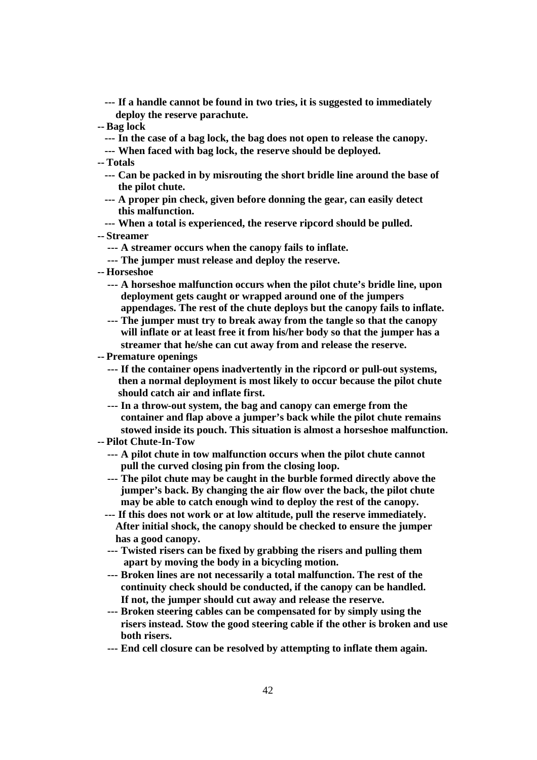- --- **If a handle cannot be found in two tries, it is suggested to immediately deploy the reserve parachute.**

**-- Bag lock**

- --- **In the case of a bag lock, the bag does not open to release the canopy.**
- --- **When faced with bag lock, the reserve should be deployed.**

**-- Totals**

- --- **Can be packed in by misrouting the short bridle line around the base of the pilot chute.**
- --- **A proper pin check, given before donning the gear, can easily detect this malfunction.**
- --- **When a total is experienced, the reserve ripcord should be pulled.**

**-- Streamer**

- --- **A streamer occurs when the canopy fails to inflate.**
- --- **The jumper must release and deploy the reserve.**

**-- Horseshoe**

- --- **A horseshoe malfunction occurs when the pilot chute's bridle line, upon deployment gets caught or wrapped around one of the jumpers appendages. The rest of the chute deploys but the canopy fails to inflate.**
- --- **The jumper must try to break away from the tangle so that the canopy will inflate or at least free it from his/her body so that the jumper has a streamer that he/she can cut away from and release the reserve.**

**-- Premature openings**

- --- **If the container opens inadvertently in the ripcord or pull-out systems, then a normal deployment is most likely to occur because the pilot chute should catch air and inflate first.**
- --- **In a throw-out system, the bag and canopy can emerge from the container and flap above a jumper's back while the pilot chute remains stowed inside its pouch. This situation is almost a horseshoe malfunction.**

**-- Pilot Chute-In-Tow**

- --- **A pilot chute in tow malfunction occurs when the pilot chute cannot pull the curved closing pin from the closing loop.**
- --- **The pilot chute may be caught in the burble formed directly above the jumper's back. By changing the air flow over the back, the pilot chute may be able to catch enough wind to deploy the rest of the canopy.**
- --- **If this does not work or at low altitude, pull the reserve immediately. After initial shock, the canopy should be checked to ensure the jumper has a good canopy.**
- --- **Twisted risers can be fixed by grabbing the risers and pulling them apart by moving the body in a bicycling motion.**
- --- **Broken lines are not necessarily a total malfunction. The rest of the continuity check should be conducted, if the canopy can be handled. If not, the jumper should cut away and release the reserve.**
- --- **Broken steering cables can be compensated for by simply using the risers instead. Stow the good steering cable if the other is broken and use both risers.**
- --- **End cell closure can be resolved by attempting to inflate them again.**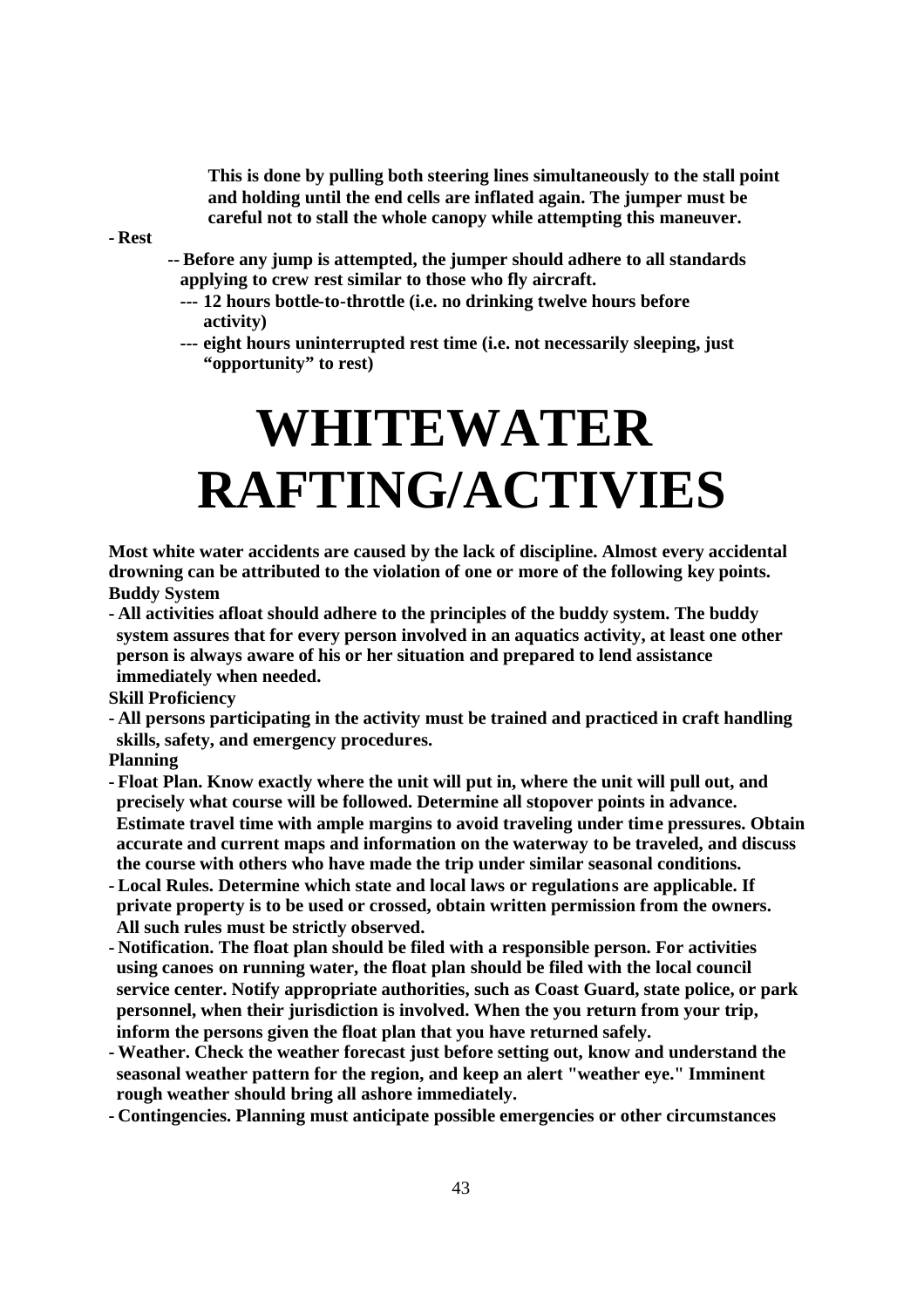**This is done by pulling both steering lines simultaneously to the stall point and holding until the end cells are inflated again. The jumper must be careful not to stall the whole canopy while attempting this maneuver.**

- **Rest**
  - **-- Before any jump is attempted, the jumper should adhere to all standards applying to crew rest similar to those who fly aircraft.**
    - **--- 12 hours bottle-to-throttle (i.e. no drinking twelve hours before activity)**
    - **--- eight hours uninterrupted rest time (i.e. not necessarily sleeping, just "opportunity" to rest)**

# WHITEWATER RAFTING/ACTIVIES

**Most white water accidents are caused by the lack of discipline. Almost every accidental drowning can be attributed to the violation of one or more of the following key points.**

**Buddy System**

- **All activities afloat should adhere to the principles of the buddy system. The buddy system assures that for every person involved in an aquatics activity, at least one other person is always aware of his or her situation and prepared to lend assistance immediately when needed.**

**Skill Proficiency**

- **All persons participating in the activity must be trained and practiced in craft handling skills, safety, and emergency procedures.**

**Planning**

- **Float Plan. Know exactly where the unit will put in, where the unit will pull out, and precisely what course will be followed. Determine all stopover points in advance. Estimate travel time with ample margins to avoid traveling under time pressures. Obtain accurate and current maps and information on the waterway to be traveled, and discuss the course with others who have made the trip under similar seasonal conditions.**
- **Local Rules. Determine which state and local laws or regulations are applicable. If private property is to be used or crossed, obtain written permission from the owners. All such rules must be strictly observed.**
- **Notification. The float plan should be filed with a responsible person. For activities using canoes on running water, the float plan should be filed with the local council service center. Notify appropriate authorities, such as Coast Guard, state police, or park personnel, when their jurisdiction is involved. When the you return from your trip, inform the persons given the float plan that you have returned safely.**
- **Weather. Check the weather forecast just before setting out, know and understand the seasonal weather pattern for the region, and keep an alert "weather eye." Imminent rough weather should bring all ashore immediately.**
- **Contingencies. Planning must anticipate possible emergencies or other circumstances**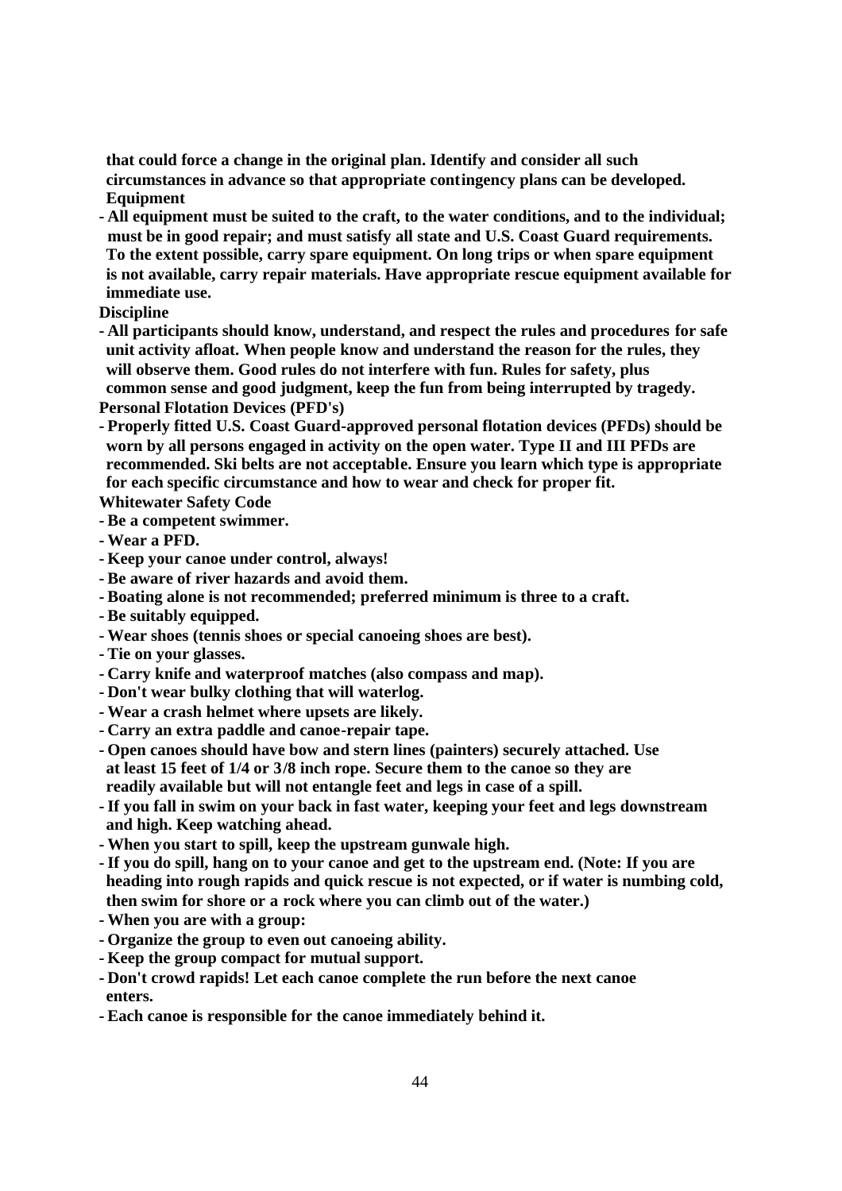**that could force a change in the original plan. Identify and consider all such circumstances in advance so that appropriate contingency plans can be developed.**

**Equipment**

- **All equipment must be suited to the craft, to the water conditions, and to the individual; must be in good repair; and must satisfy all state and U.S. Coast Guard requirements. To the extent possible, carry spare equipment. On long trips or when spare equipment is not available, carry repair materials. Have appropriate rescue equipment available for immediate use.**

**Discipline**

- **All participants should know, understand, and respect the rules and procedures for safe unit activity afloat. When people know and understand the reason for the rules, they will observe them. Good rules do not interfere with fun. Rules for safety, plus common sense and good judgment, keep the fun from being interrupted by tragedy.**

**Personal Flotation Devices (PFD's)**

- **Properly fitted U.S. Coast Guard-approved personal flotation devices (PFDs) should be worn by all persons engaged in activity on the open water. Type II and III PFDs are recommended. Ski belts are not acceptable. Ensure you learn which type is appropriate for each specific circumstance and how to wear and check for proper fit.**

**Whitewater Safety Code**

- **Be a competent swimmer.**
- **Wear a PFD.**
- **Keep your canoe under control, always!**
- **Be aware of river hazards and avoid them.**
- **Boating alone is not recommended; preferred minimum is three to a craft.**
- **Be suitably equipped.**
- **Wear shoes (tennis shoes or special canoeing shoes are best).**
- **Tie on your glasses.**
- **Carry knife and waterproof matches (also compass and map).**
- **Don't wear bulky clothing that will waterlog.**
- **Wear a crash helmet where upsets are likely.**
- **Carry an extra paddle and canoe-repair tape.**
- **Open canoes should have bow and stern lines (painters) securely attached. Use at least 15 feet of 1/4 or 3/8 inch rope. Secure them to the canoe so they are readily available but will not entangle feet and legs in case of a spill.**
- **If you fall in swim on your back in fast water, keeping your feet and legs downstream and high. Keep watching ahead.**
- **When you start to spill, keep the upstream gunwale high.**
- **If you do spill, hang on to your canoe and get to the upstream end. (Note: If you are heading into rough rapids and quick rescue is not expected, or if water is numbing cold, then swim for shore or a rock where you can climb out of the water.)**
- **When you are with a group:**
- **Organize the group to even out canoeing ability.**
- **Keep the group compact for mutual support.**
- **Don't crowd rapids! Let each canoe complete the run before the next canoe enters.**
- **Each canoe is responsible for the canoe immediately behind it.**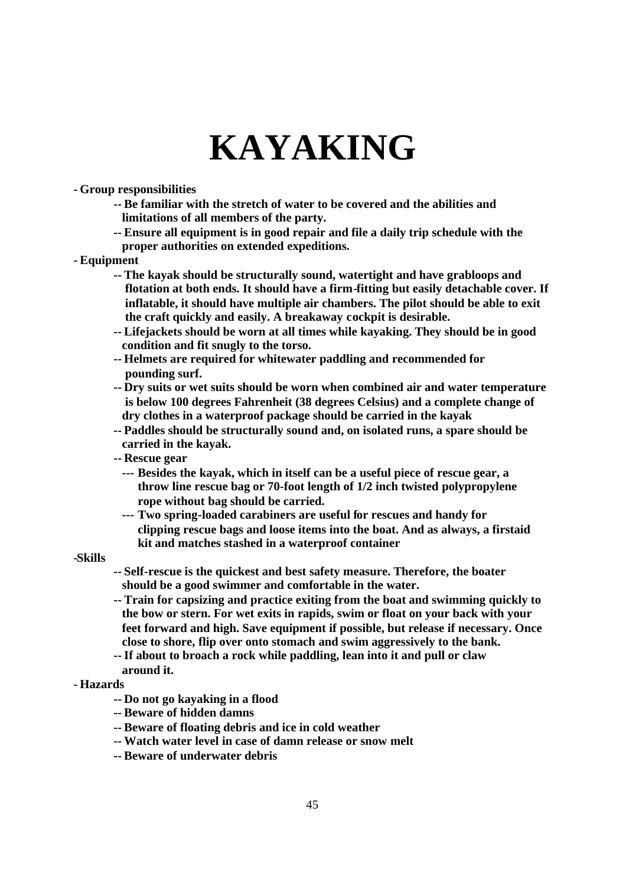# KAYAKING

- Group responsibilities
  - Be familiar with the stretch of water to be covered and the abilities and limitations of all members of the party.
  - Ensure all equipment is in good repair and file a daily trip schedule with the proper authorities on extended expeditions.
- Equipment
  - The kayak should be structurally sound, watertight and have grabloops and flotation at both ends. It should have a firm-fitting but easily detachable cover. If inflatable, it should have multiple air chambers. The pilot should be able to exit the craft quickly and easily. A breakaway cockpit is desirable.
  - Lifejackets should be worn at all times while kayaking. They should be in good condition and fit snugly to the torso.
  - Helmets are required for whitewater paddling and recommended for pounding surf.
  - Dry suits or wet suits should be worn when combined air and water temperature is below 100 degrees Fahrenheit (38 degrees Celsius) and a complete change of dry clothes in a waterproof package should be carried in the kayak
  - Paddles should be structurally sound and, on isolated runs, a spare should be carried in the kayak.
  - Rescue gear
    - Besides the kayak, which in itself can be a useful piece of rescue gear, a throw line rescue bag or 70-foot length of 1/2 inch twisted polypropylene rope without bag should be carried.
    - Two spring-loaded carabiners are useful for rescues and handy for clipping rescue bags and loose items into the boat. And as always, a firstaid kit and matches stashed in a waterproof container
- Skills
  - Self-rescue is the quickest and best safety measure. Therefore, the boater should be a good swimmer and comfortable in the water.
  - Train for capsizing and practice exiting from the boat and swimming quickly to the bow or stern. For wet exits in rapids, swim or float on your back with your feet forward and high. Save equipment if possible, but release if necessary. Once close to shore, flip over onto stomach and swim aggressively to the bank.
  - If about to broach a rock while paddling, lean into it and pull or claw around it.
- Hazards
  - Do not go kayaking in a flood
  - Beware of hidden damns
  - Beware of floating debris and ice in cold weather
  - Watch water level in case of damn release or snow melt
  - Beware of underwater debris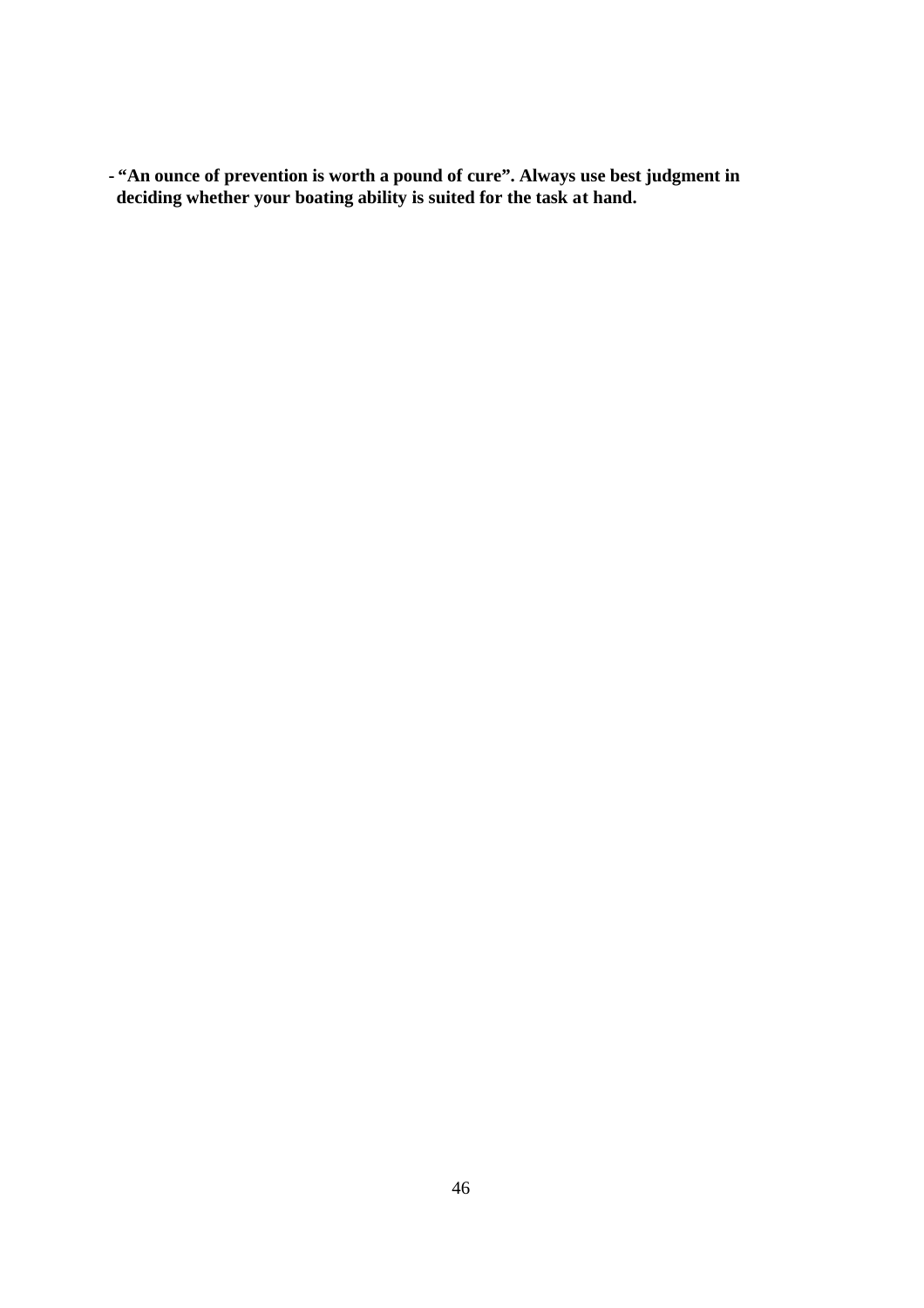- **“An ounce of prevention is worth a pound of cure”. Always use best judgment in deciding whether your boating ability is suited for the task at hand.**